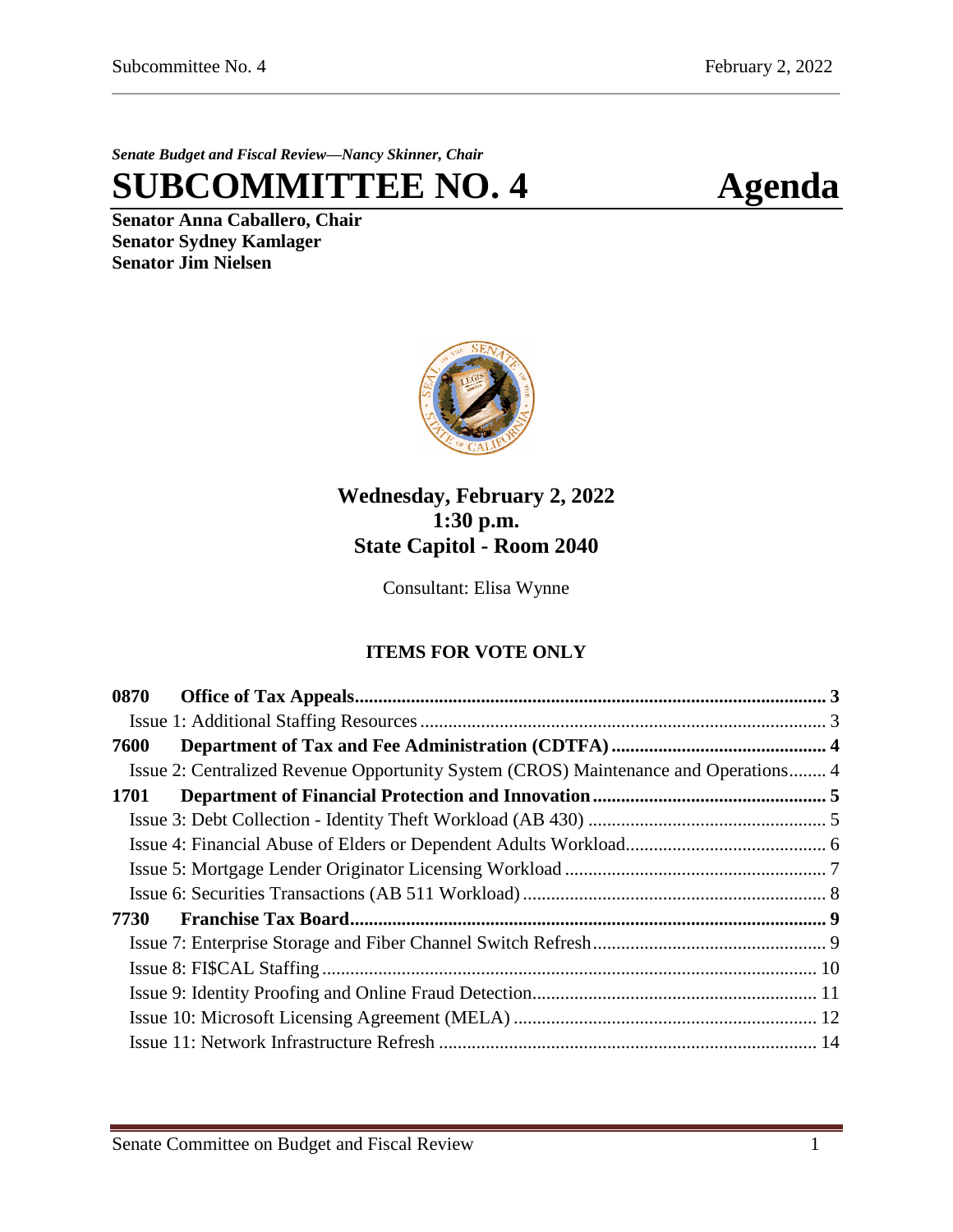*Senate Budget and Fiscal Review—Nancy Skinner, Chair*

# SUBCOMMITTEE NO. 4 Agenda

**Senator Anna Caballero, Chair**
**Senator Sydney Kamlager**
**Senator Jim Nielsen**

**Wednesday, February 2, 2022**
**1:30 p.m.**
**State Capitol - Room 2040**

Consultant: Elisa Wynne

## ITEMS FOR VOTE ONLY

**0870 Office of Tax Appeals** .......... **3**
- Issue 1: Additional Staffing Resources .......... 3

**7600 Department of Tax and Fee Administration (CDTFA)** .......... **4**
- Issue 2: Centralized Revenue Opportunity System (CROS) Maintenance and Operations .......... 4

**1701 Department of Financial Protection and Innovation** .......... **5**
- Issue 3: Debt Collection - Identity Theft Workload (AB 430) .......... 5
- Issue 4: Financial Abuse of Elders or Dependent Adults Workload .......... 6
- Issue 5: Mortgage Lender Originator Licensing Workload .......... 7
- Issue 6: Securities Transactions (AB 511 Workload) .......... 8

**7730 Franchise Tax Board** .......... **9**
- Issue 7: Enterprise Storage and Fiber Channel Switch Refresh .......... 9
- Issue 8: FI$CAL Staffing .......... 10
- Issue 9: Identity Proofing and Online Fraud Detection .......... 11
- Issue 10: Microsoft Licensing Agreement (MELA) .......... 12
- Issue 11: Network Infrastructure Refresh .......... 14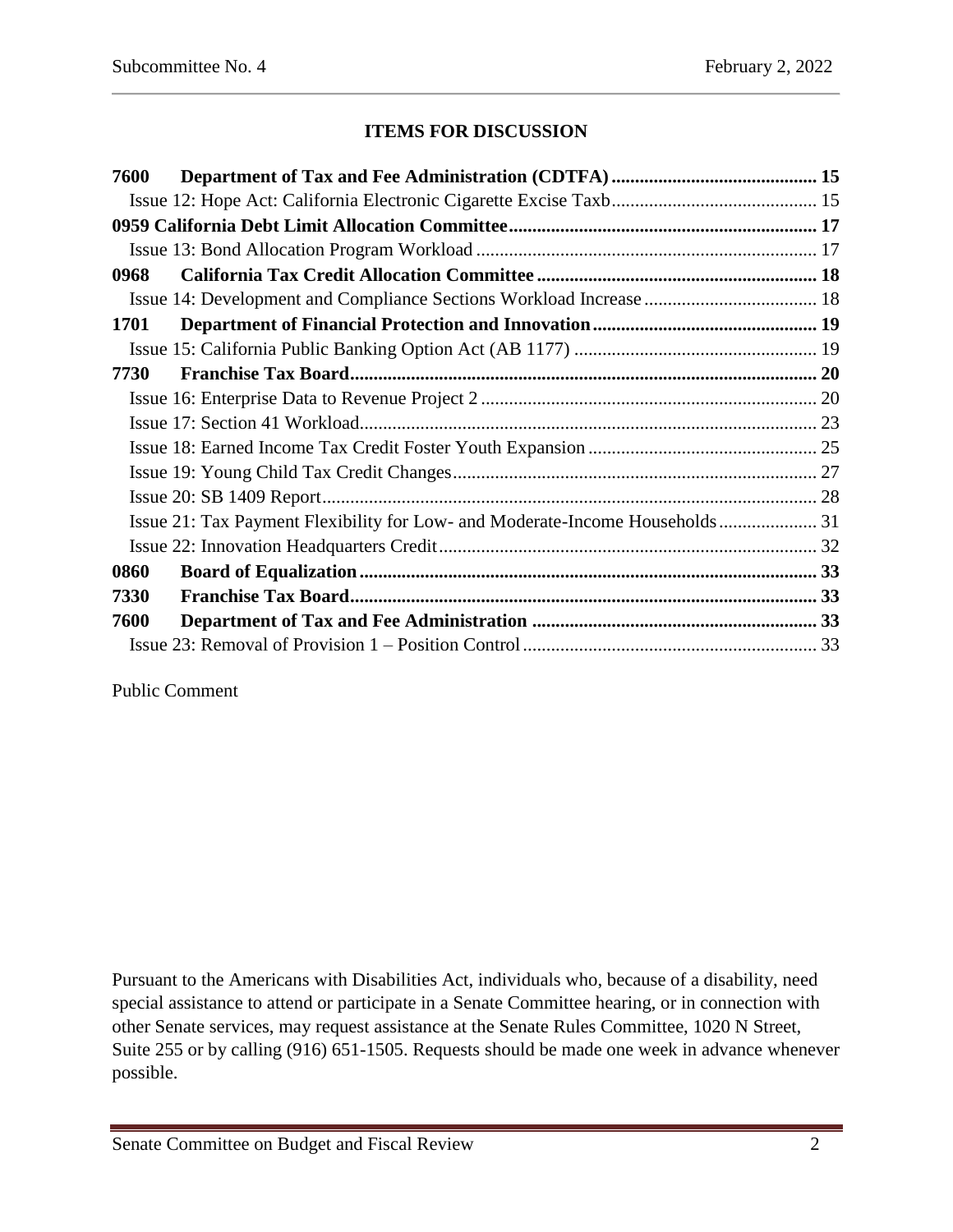## ITEMS FOR DISCUSSION

| | | |
|---|---|---|
| **7600** | **Department of Tax and Fee Administration (CDTFA)** | **15** |
| | Issue 12: Hope Act: California Electronic Cigarette Excise Taxb | 15 |
| **0959** | **California Debt Limit Allocation Committee** | **17** |
| | Issue 13: Bond Allocation Program Workload | 17 |
| **0968** | **California Tax Credit Allocation Committee** | **18** |
| | Issue 14: Development and Compliance Sections Workload Increase | 18 |
| **1701** | **Department of Financial Protection and Innovation** | **19** |
| | Issue 15: California Public Banking Option Act (AB 1177) | 19 |
| **7730** | **Franchise Tax Board** | **20** |
| | Issue 16: Enterprise Data to Revenue Project 2 | 20 |
| | Issue 17: Section 41 Workload | 23 |
| | Issue 18: Earned Income Tax Credit Foster Youth Expansion | 25 |
| | Issue 19: Young Child Tax Credit Changes | 27 |
| | Issue 20: SB 1409 Report | 28 |
| | Issue 21: Tax Payment Flexibility for Low- and Moderate-Income Households | 31 |
| | Issue 22: Innovation Headquarters Credit | 32 |
| **0860** | **Board of Equalization** | **33** |
| **7330** | **Franchise Tax Board** | **33** |
| **7600** | **Department of Tax and Fee Administration** | **33** |
| | Issue 23: Removal of Provision 1 – Position Control | 33 |

Public Comment

Pursuant to the Americans with Disabilities Act, individuals who, because of a disability, need special assistance to attend or participate in a Senate Committee hearing, or in connection with other Senate services, may request assistance at the Senate Rules Committee, 1020 N Street, Suite 255 or by calling (916) 651-1505. Requests should be made one week in advance whenever possible.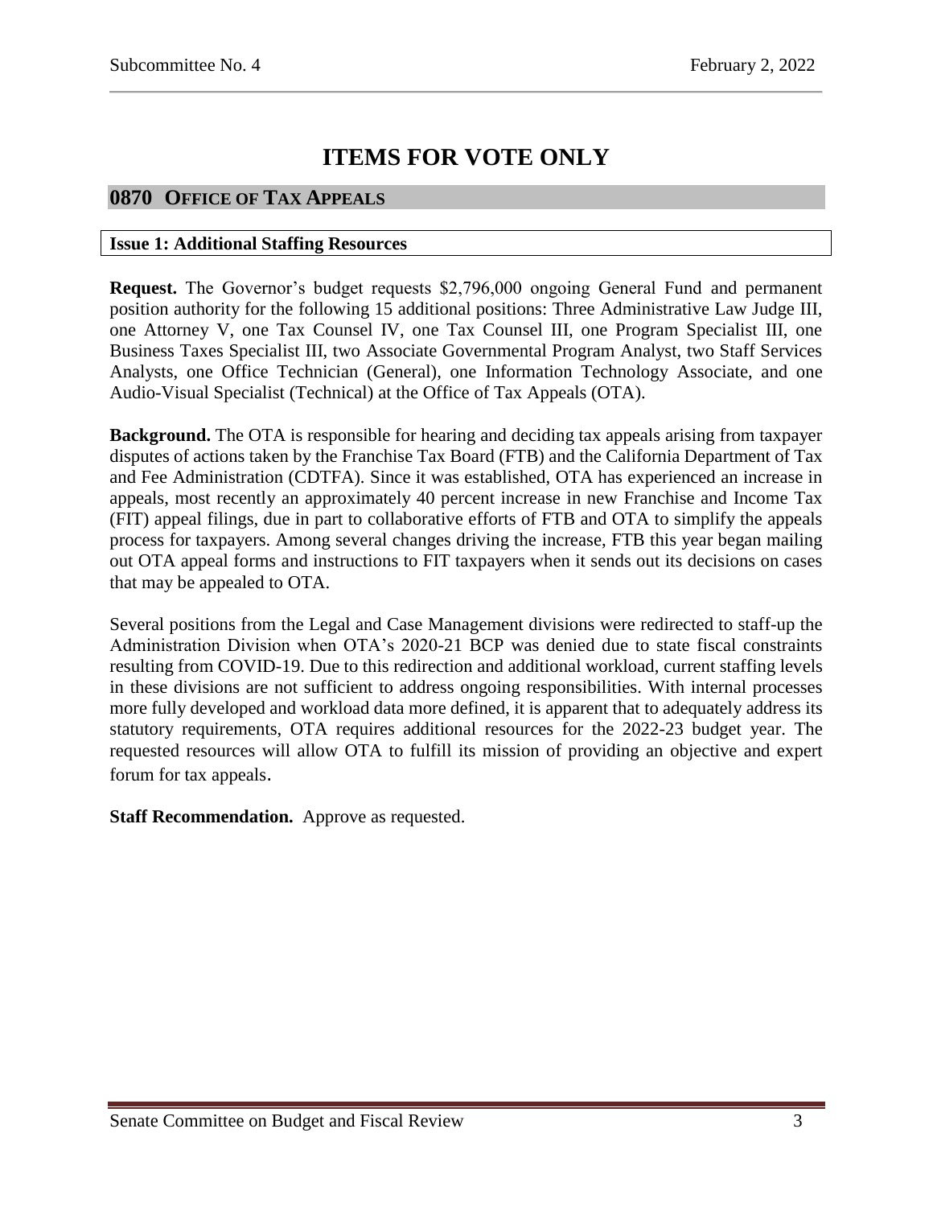# ITEMS FOR VOTE ONLY

## 0870 OFFICE OF TAX APPEALS

### Issue 1: Additional Staffing Resources

**Request.** The Governor's budget requests $2,796,000 ongoing General Fund and permanent position authority for the following 15 additional positions: Three Administrative Law Judge III, one Attorney V, one Tax Counsel IV, one Tax Counsel III, one Program Specialist III, one Business Taxes Specialist III, two Associate Governmental Program Analyst, two Staff Services Analysts, one Office Technician (General), one Information Technology Associate, and one Audio-Visual Specialist (Technical) at the Office of Tax Appeals (OTA).

**Background.** The OTA is responsible for hearing and deciding tax appeals arising from taxpayer disputes of actions taken by the Franchise Tax Board (FTB) and the California Department of Tax and Fee Administration (CDTFA). Since it was established, OTA has experienced an increase in appeals, most recently an approximately 40 percent increase in new Franchise and Income Tax (FIT) appeal filings, due in part to collaborative efforts of FTB and OTA to simplify the appeals process for taxpayers. Among several changes driving the increase, FTB this year began mailing out OTA appeal forms and instructions to FIT taxpayers when it sends out its decisions on cases that may be appealed to OTA.

Several positions from the Legal and Case Management divisions were redirected to staff-up the Administration Division when OTA's 2020-21 BCP was denied due to state fiscal constraints resulting from COVID-19. Due to this redirection and additional workload, current staffing levels in these divisions are not sufficient to address ongoing responsibilities. With internal processes more fully developed and workload data more defined, it is apparent that to adequately address its statutory requirements, OTA requires additional resources for the 2022-23 budget year. The requested resources will allow OTA to fulfill its mission of providing an objective and expert forum for tax appeals.

**Staff Recommendation.** Approve as requested.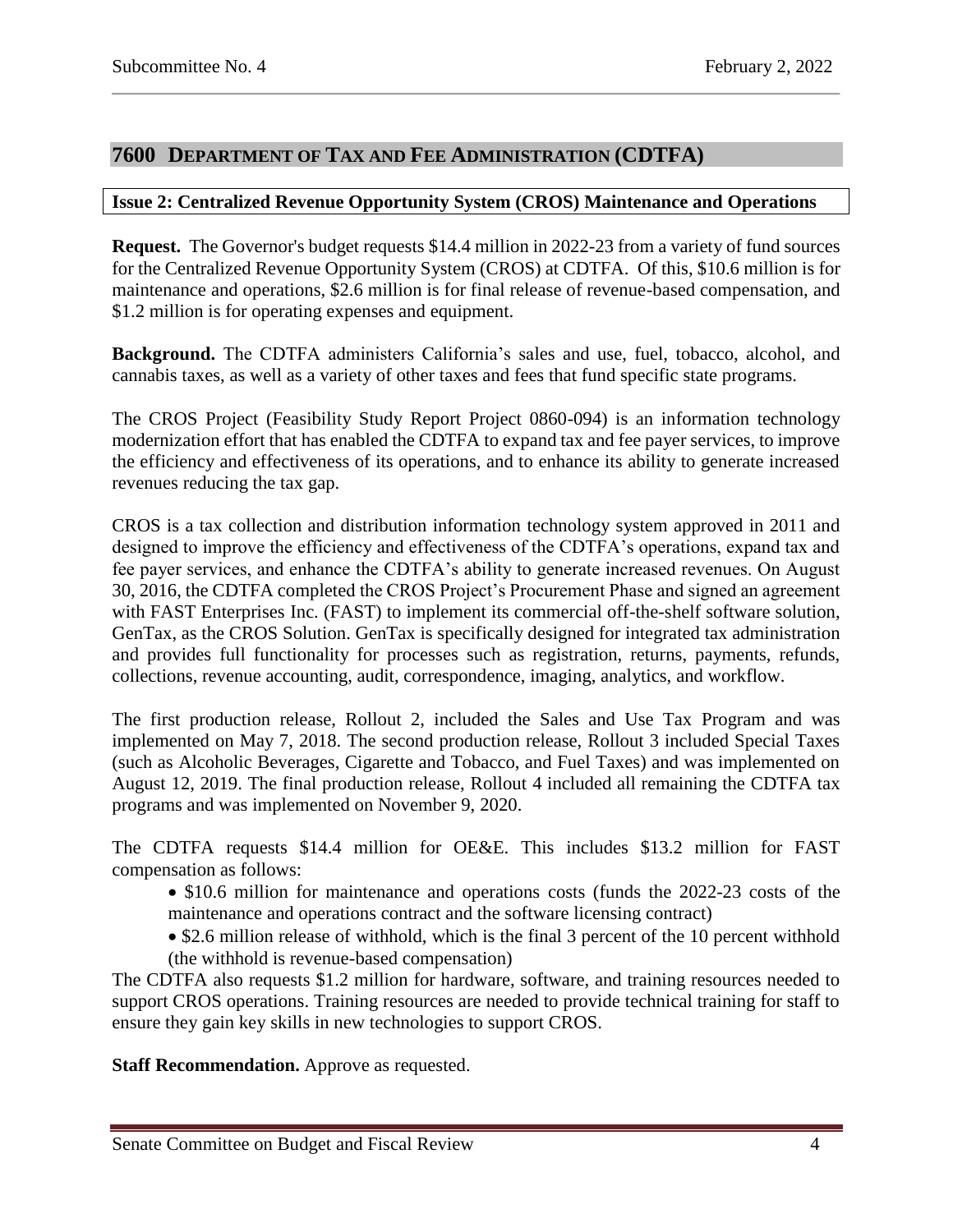## 7600 DEPARTMENT OF TAX AND FEE ADMINISTRATION (CDTFA)

### Issue 2: Centralized Revenue Opportunity System (CROS) Maintenance and Operations

**Request.** The Governor's budget requests $14.4 million in 2022-23 from a variety of fund sources for the Centralized Revenue Opportunity System (CROS) at CDTFA. Of this, $10.6 million is for maintenance and operations, $2.6 million is for final release of revenue-based compensation, and $1.2 million is for operating expenses and equipment.

**Background.** The CDTFA administers California's sales and use, fuel, tobacco, alcohol, and cannabis taxes, as well as a variety of other taxes and fees that fund specific state programs.

The CROS Project (Feasibility Study Report Project 0860-094) is an information technology modernization effort that has enabled the CDTFA to expand tax and fee payer services, to improve the efficiency and effectiveness of its operations, and to enhance its ability to generate increased revenues reducing the tax gap.

CROS is a tax collection and distribution information technology system approved in 2011 and designed to improve the efficiency and effectiveness of the CDTFA's operations, expand tax and fee payer services, and enhance the CDTFA's ability to generate increased revenues. On August 30, 2016, the CDTFA completed the CROS Project's Procurement Phase and signed an agreement with FAST Enterprises Inc. (FAST) to implement its commercial off-the-shelf software solution, GenTax, as the CROS Solution. GenTax is specifically designed for integrated tax administration and provides full functionality for processes such as registration, returns, payments, refunds, collections, revenue accounting, audit, correspondence, imaging, analytics, and workflow.

The first production release, Rollout 2, included the Sales and Use Tax Program and was implemented on May 7, 2018. The second production release, Rollout 3 included Special Taxes (such as Alcoholic Beverages, Cigarette and Tobacco, and Fuel Taxes) and was implemented on August 12, 2019. The final production release, Rollout 4 included all remaining the CDTFA tax programs and was implemented on November 9, 2020.

The CDTFA requests $14.4 million for OE&E. This includes $13.2 million for FAST compensation as follows:

- $10.6 million for maintenance and operations costs (funds the 2022-23 costs of the maintenance and operations contract and the software licensing contract)
- $2.6 million release of withhold, which is the final 3 percent of the 10 percent withhold (the withhold is revenue-based compensation)

The CDTFA also requests $1.2 million for hardware, software, and training resources needed to support CROS operations. Training resources are needed to provide technical training for staff to ensure they gain key skills in new technologies to support CROS.

**Staff Recommendation.** Approve as requested.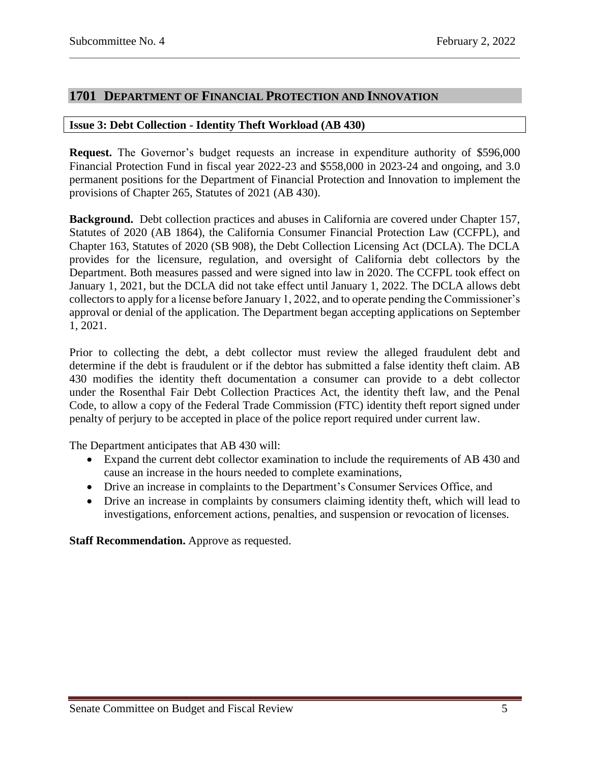## 1701 DEPARTMENT OF FINANCIAL PROTECTION AND INNOVATION

### Issue 3: Debt Collection - Identity Theft Workload (AB 430)

**Request.** The Governor's budget requests an increase in expenditure authority of $596,000 Financial Protection Fund in fiscal year 2022-23 and $558,000 in 2023-24 and ongoing, and 3.0 permanent positions for the Department of Financial Protection and Innovation to implement the provisions of Chapter 265, Statutes of 2021 (AB 430).

**Background.** Debt collection practices and abuses in California are covered under Chapter 157, Statutes of 2020 (AB 1864), the California Consumer Financial Protection Law (CCFPL), and Chapter 163, Statutes of 2020 (SB 908), the Debt Collection Licensing Act (DCLA). The DCLA provides for the licensure, regulation, and oversight of California debt collectors by the Department. Both measures passed and were signed into law in 2020. The CCFPL took effect on January 1, 2021, but the DCLA did not take effect until January 1, 2022. The DCLA allows debt collectors to apply for a license before January 1, 2022, and to operate pending the Commissioner's approval or denial of the application. The Department began accepting applications on September 1, 2021.

Prior to collecting the debt, a debt collector must review the alleged fraudulent debt and determine if the debt is fraudulent or if the debtor has submitted a false identity theft claim. AB 430 modifies the identity theft documentation a consumer can provide to a debt collector under the Rosenthal Fair Debt Collection Practices Act, the identity theft law, and the Penal Code, to allow a copy of the Federal Trade Commission (FTC) identity theft report signed under penalty of perjury to be accepted in place of the police report required under current law.

The Department anticipates that AB 430 will:

- Expand the current debt collector examination to include the requirements of AB 430 and cause an increase in the hours needed to complete examinations,
- Drive an increase in complaints to the Department's Consumer Services Office, and
- Drive an increase in complaints by consumers claiming identity theft, which will lead to investigations, enforcement actions, penalties, and suspension or revocation of licenses.

**Staff Recommendation.** Approve as requested.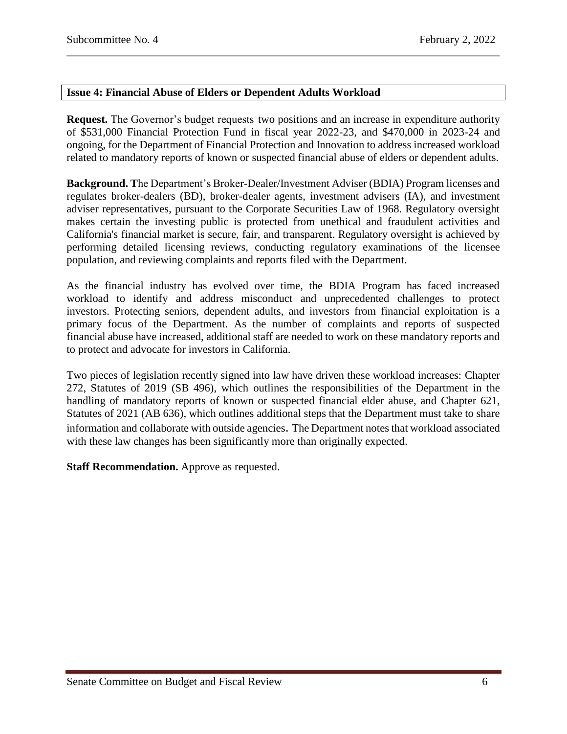## Issue 4: Financial Abuse of Elders or Dependent Adults Workload

**Request.** The Governor's budget requests two positions and an increase in expenditure authority of $531,000 Financial Protection Fund in fiscal year 2022-23, and $470,000 in 2023-24 and ongoing, for the Department of Financial Protection and Innovation to address increased workload related to mandatory reports of known or suspected financial abuse of elders or dependent adults.

**Background. T**he Department's Broker-Dealer/Investment Adviser (BDIA) Program licenses and regulates broker-dealers (BD), broker-dealer agents, investment advisers (IA), and investment adviser representatives, pursuant to the Corporate Securities Law of 1968. Regulatory oversight makes certain the investing public is protected from unethical and fraudulent activities and California's financial market is secure, fair, and transparent. Regulatory oversight is achieved by performing detailed licensing reviews, conducting regulatory examinations of the licensee population, and reviewing complaints and reports filed with the Department.

As the financial industry has evolved over time, the BDIA Program has faced increased workload to identify and address misconduct and unprecedented challenges to protect investors. Protecting seniors, dependent adults, and investors from financial exploitation is a primary focus of the Department. As the number of complaints and reports of suspected financial abuse have increased, additional staff are needed to work on these mandatory reports and to protect and advocate for investors in California.

Two pieces of legislation recently signed into law have driven these workload increases: Chapter 272, Statutes of 2019 (SB 496), which outlines the responsibilities of the Department in the handling of mandatory reports of known or suspected financial elder abuse, and Chapter 621, Statutes of 2021 (AB 636), which outlines additional steps that the Department must take to share information and collaborate with outside agencies. The Department notes that workload associated with these law changes has been significantly more than originally expected.

**Staff Recommendation.** Approve as requested.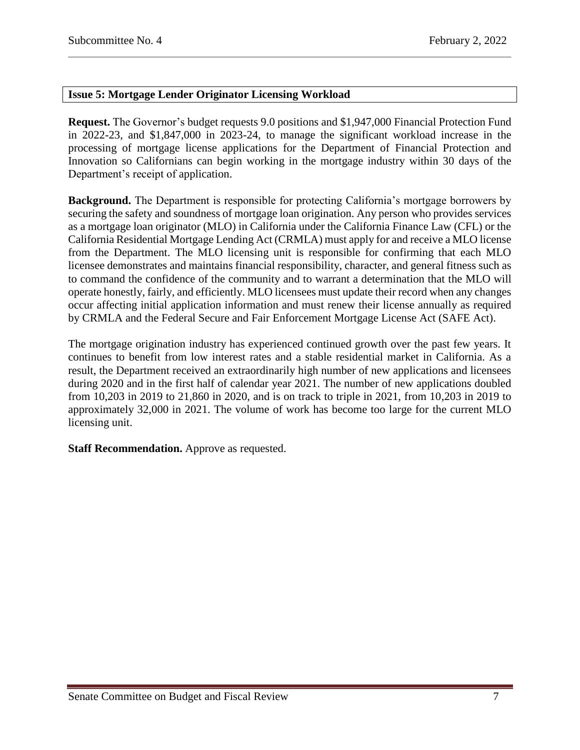### Issue 5: Mortgage Lender Originator Licensing Workload

**Request.** The Governor's budget requests 9.0 positions and $1,947,000 Financial Protection Fund in 2022-23, and $1,847,000 in 2023-24, to manage the significant workload increase in the processing of mortgage license applications for the Department of Financial Protection and Innovation so Californians can begin working in the mortgage industry within 30 days of the Department's receipt of application.

**Background.** The Department is responsible for protecting California's mortgage borrowers by securing the safety and soundness of mortgage loan origination. Any person who provides services as a mortgage loan originator (MLO) in California under the California Finance Law (CFL) or the California Residential Mortgage Lending Act (CRMLA) must apply for and receive a MLO license from the Department. The MLO licensing unit is responsible for confirming that each MLO licensee demonstrates and maintains financial responsibility, character, and general fitness such as to command the confidence of the community and to warrant a determination that the MLO will operate honestly, fairly, and efficiently. MLO licensees must update their record when any changes occur affecting initial application information and must renew their license annually as required by CRMLA and the Federal Secure and Fair Enforcement Mortgage License Act (SAFE Act).

The mortgage origination industry has experienced continued growth over the past few years. It continues to benefit from low interest rates and a stable residential market in California. As a result, the Department received an extraordinarily high number of new applications and licensees during 2020 and in the first half of calendar year 2021. The number of new applications doubled from 10,203 in 2019 to 21,860 in 2020, and is on track to triple in 2021, from 10,203 in 2019 to approximately 32,000 in 2021. The volume of work has become too large for the current MLO licensing unit.

**Staff Recommendation.** Approve as requested.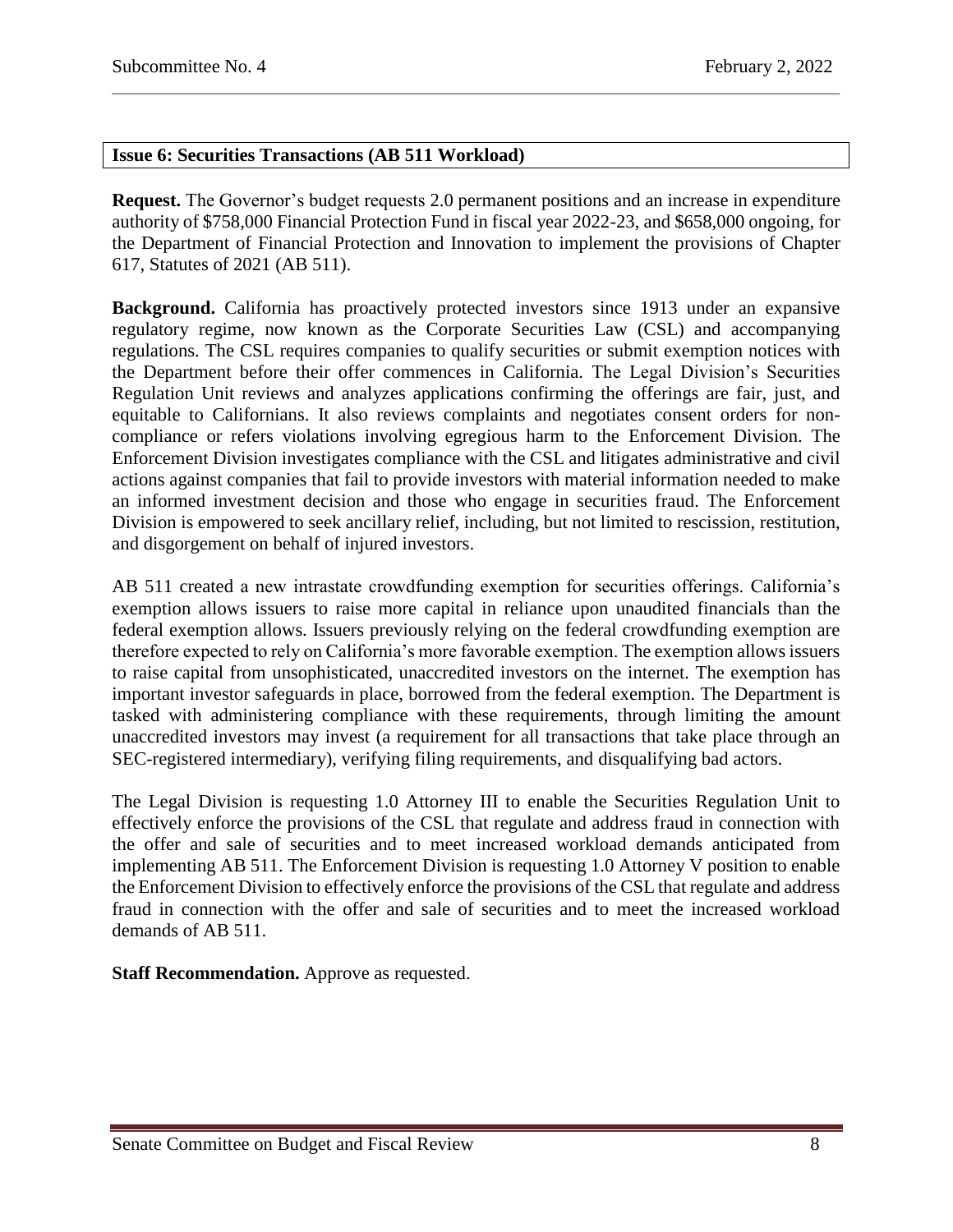### Issue 6: Securities Transactions (AB 511 Workload)

**Request.** The Governor's budget requests 2.0 permanent positions and an increase in expenditure authority of $758,000 Financial Protection Fund in fiscal year 2022-23, and $658,000 ongoing, for the Department of Financial Protection and Innovation to implement the provisions of Chapter 617, Statutes of 2021 (AB 511).

**Background.** California has proactively protected investors since 1913 under an expansive regulatory regime, now known as the Corporate Securities Law (CSL) and accompanying regulations. The CSL requires companies to qualify securities or submit exemption notices with the Department before their offer commences in California. The Legal Division's Securities Regulation Unit reviews and analyzes applications confirming the offerings are fair, just, and equitable to Californians. It also reviews complaints and negotiates consent orders for non-compliance or refers violations involving egregious harm to the Enforcement Division. The Enforcement Division investigates compliance with the CSL and litigates administrative and civil actions against companies that fail to provide investors with material information needed to make an informed investment decision and those who engage in securities fraud. The Enforcement Division is empowered to seek ancillary relief, including, but not limited to rescission, restitution, and disgorgement on behalf of injured investors.

AB 511 created a new intrastate crowdfunding exemption for securities offerings. California's exemption allows issuers to raise more capital in reliance upon unaudited financials than the federal exemption allows. Issuers previously relying on the federal crowdfunding exemption are therefore expected to rely on California's more favorable exemption. The exemption allows issuers to raise capital from unsophisticated, unaccredited investors on the internet. The exemption has important investor safeguards in place, borrowed from the federal exemption. The Department is tasked with administering compliance with these requirements, through limiting the amount unaccredited investors may invest (a requirement for all transactions that take place through an SEC-registered intermediary), verifying filing requirements, and disqualifying bad actors.

The Legal Division is requesting 1.0 Attorney III to enable the Securities Regulation Unit to effectively enforce the provisions of the CSL that regulate and address fraud in connection with the offer and sale of securities and to meet increased workload demands anticipated from implementing AB 511. The Enforcement Division is requesting 1.0 Attorney V position to enable the Enforcement Division to effectively enforce the provisions of the CSL that regulate and address fraud in connection with the offer and sale of securities and to meet the increased workload demands of AB 511.

**Staff Recommendation.** Approve as requested.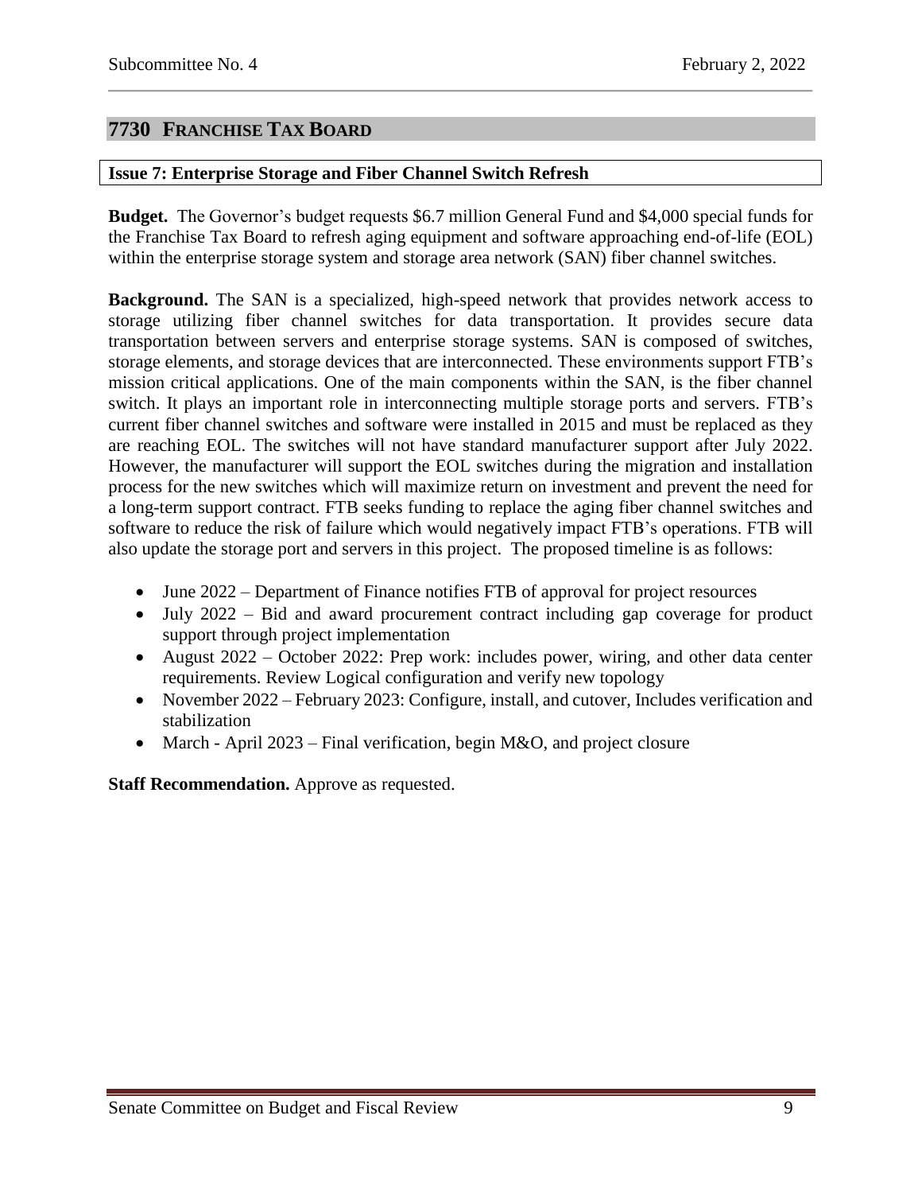## 7730 FRANCHISE TAX BOARD

### Issue 7: Enterprise Storage and Fiber Channel Switch Refresh

**Budget.** The Governor's budget requests $6.7 million General Fund and $4,000 special funds for the Franchise Tax Board to refresh aging equipment and software approaching end-of-life (EOL) within the enterprise storage system and storage area network (SAN) fiber channel switches.

**Background.** The SAN is a specialized, high-speed network that provides network access to storage utilizing fiber channel switches for data transportation. It provides secure data transportation between servers and enterprise storage systems. SAN is composed of switches, storage elements, and storage devices that are interconnected. These environments support FTB's mission critical applications. One of the main components within the SAN, is the fiber channel switch. It plays an important role in interconnecting multiple storage ports and servers. FTB's current fiber channel switches and software were installed in 2015 and must be replaced as they are reaching EOL. The switches will not have standard manufacturer support after July 2022. However, the manufacturer will support the EOL switches during the migration and installation process for the new switches which will maximize return on investment and prevent the need for a long-term support contract. FTB seeks funding to replace the aging fiber channel switches and software to reduce the risk of failure which would negatively impact FTB's operations. FTB will also update the storage port and servers in this project. The proposed timeline is as follows:

- June 2022 – Department of Finance notifies FTB of approval for project resources
- July 2022 – Bid and award procurement contract including gap coverage for product support through project implementation
- August 2022 – October 2022: Prep work: includes power, wiring, and other data center requirements. Review Logical configuration and verify new topology
- November 2022 – February 2023: Configure, install, and cutover, Includes verification and stabilization
- March - April 2023 – Final verification, begin M&O, and project closure

**Staff Recommendation.** Approve as requested.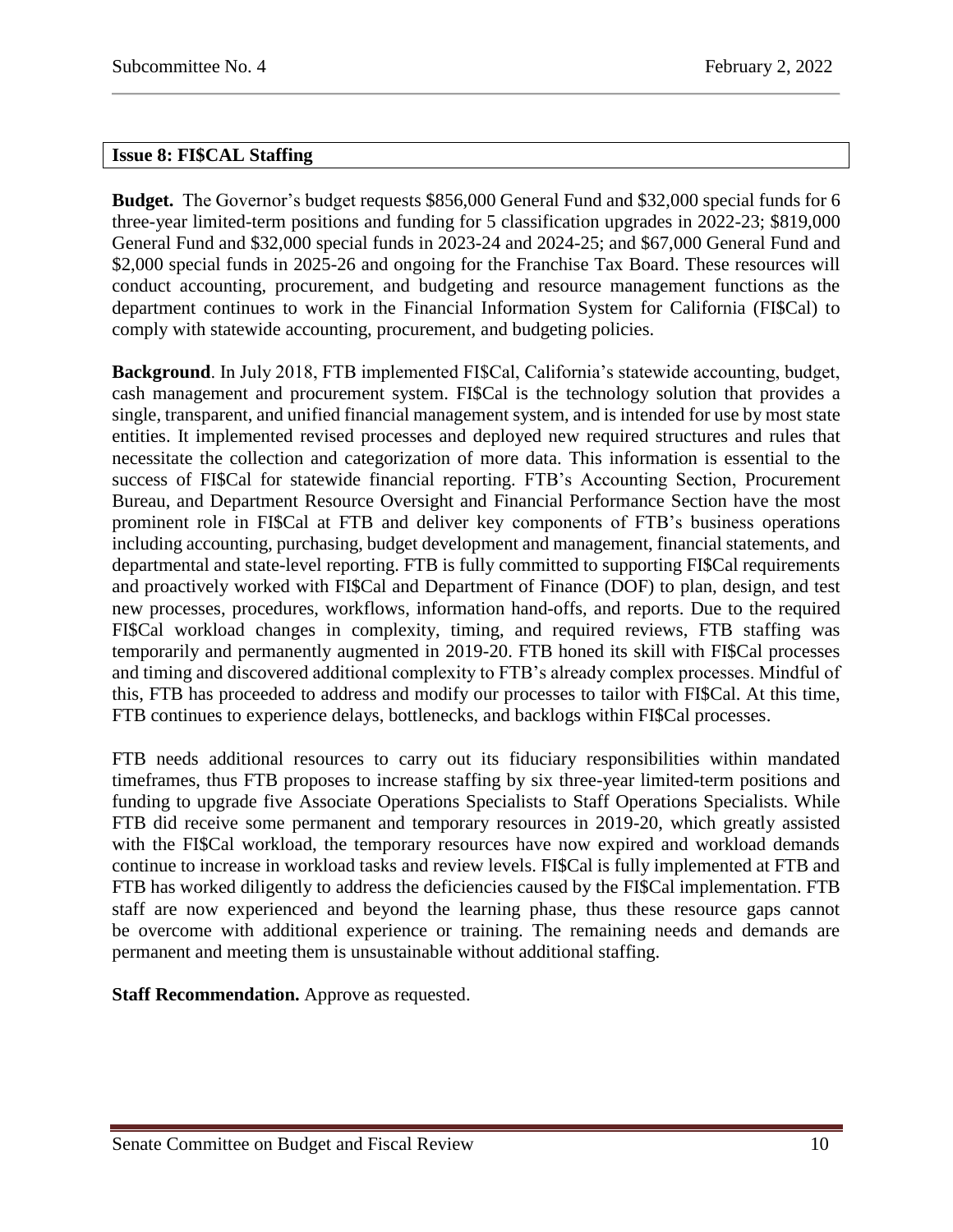**Issue 8: FI$CAL Staffing**

**Budget.** The Governor's budget requests $856,000 General Fund and $32,000 special funds for 6 three-year limited-term positions and funding for 5 classification upgrades in 2022-23; $819,000 General Fund and $32,000 special funds in 2023-24 and 2024-25; and $67,000 General Fund and $2,000 special funds in 2025-26 and ongoing for the Franchise Tax Board. These resources will conduct accounting, procurement, and budgeting and resource management functions as the department continues to work in the Financial Information System for California (FI$Cal) to comply with statewide accounting, procurement, and budgeting policies.

**Background**. In July 2018, FTB implemented FI$Cal, California's statewide accounting, budget, cash management and procurement system. FI$Cal is the technology solution that provides a single, transparent, and unified financial management system, and is intended for use by most state entities. It implemented revised processes and deployed new required structures and rules that necessitate the collection and categorization of more data. This information is essential to the success of FI$Cal for statewide financial reporting. FTB's Accounting Section, Procurement Bureau, and Department Resource Oversight and Financial Performance Section have the most prominent role in FI$Cal at FTB and deliver key components of FTB's business operations including accounting, purchasing, budget development and management, financial statements, and departmental and state-level reporting. FTB is fully committed to supporting FI$Cal requirements and proactively worked with FI$Cal and Department of Finance (DOF) to plan, design, and test new processes, procedures, workflows, information hand-offs, and reports. Due to the required FI$Cal workload changes in complexity, timing, and required reviews, FTB staffing was temporarily and permanently augmented in 2019-20. FTB honed its skill with FI$Cal processes and timing and discovered additional complexity to FTB's already complex processes. Mindful of this, FTB has proceeded to address and modify our processes to tailor with FI$Cal. At this time, FTB continues to experience delays, bottlenecks, and backlogs within FI$Cal processes.

FTB needs additional resources to carry out its fiduciary responsibilities within mandated timeframes, thus FTB proposes to increase staffing by six three-year limited-term positions and funding to upgrade five Associate Operations Specialists to Staff Operations Specialists. While FTB did receive some permanent and temporary resources in 2019-20, which greatly assisted with the FI$Cal workload, the temporary resources have now expired and workload demands continue to increase in workload tasks and review levels. FI$Cal is fully implemented at FTB and FTB has worked diligently to address the deficiencies caused by the FI$Cal implementation. FTB staff are now experienced and beyond the learning phase, thus these resource gaps cannot be overcome with additional experience or training. The remaining needs and demands are permanent and meeting them is unsustainable without additional staffing.

**Staff Recommendation.** Approve as requested.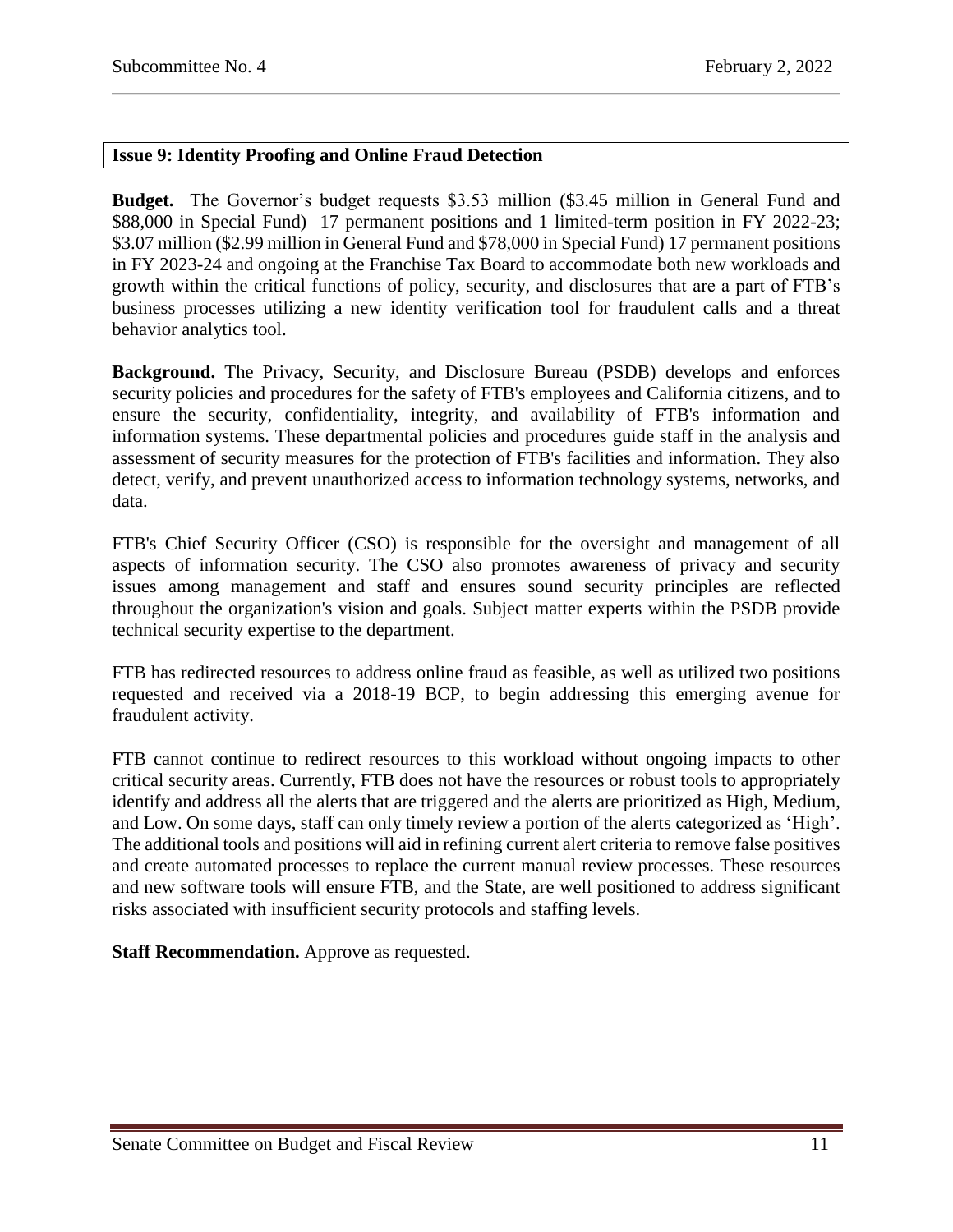## Issue 9: Identity Proofing and Online Fraud Detection

**Budget.** The Governor's budget requests \$3.53 million (\$3.45 million in General Fund and \$88,000 in Special Fund) 17 permanent positions and 1 limited-term position in FY 2022-23; \$3.07 million (\$2.99 million in General Fund and \$78,000 in Special Fund) 17 permanent positions in FY 2023-24 and ongoing at the Franchise Tax Board to accommodate both new workloads and growth within the critical functions of policy, security, and disclosures that are a part of FTB's business processes utilizing a new identity verification tool for fraudulent calls and a threat behavior analytics tool.

**Background.** The Privacy, Security, and Disclosure Bureau (PSDB) develops and enforces security policies and procedures for the safety of FTB's employees and California citizens, and to ensure the security, confidentiality, integrity, and availability of FTB's information and information systems. These departmental policies and procedures guide staff in the analysis and assessment of security measures for the protection of FTB's facilities and information. They also detect, verify, and prevent unauthorized access to information technology systems, networks, and data.

FTB's Chief Security Officer (CSO) is responsible for the oversight and management of all aspects of information security. The CSO also promotes awareness of privacy and security issues among management and staff and ensures sound security principles are reflected throughout the organization's vision and goals. Subject matter experts within the PSDB provide technical security expertise to the department.

FTB has redirected resources to address online fraud as feasible, as well as utilized two positions requested and received via a 2018-19 BCP, to begin addressing this emerging avenue for fraudulent activity.

FTB cannot continue to redirect resources to this workload without ongoing impacts to other critical security areas. Currently, FTB does not have the resources or robust tools to appropriately identify and address all the alerts that are triggered and the alerts are prioritized as High, Medium, and Low. On some days, staff can only timely review a portion of the alerts categorized as 'High'. The additional tools and positions will aid in refining current alert criteria to remove false positives and create automated processes to replace the current manual review processes. These resources and new software tools will ensure FTB, and the State, are well positioned to address significant risks associated with insufficient security protocols and staffing levels.

**Staff Recommendation.** Approve as requested.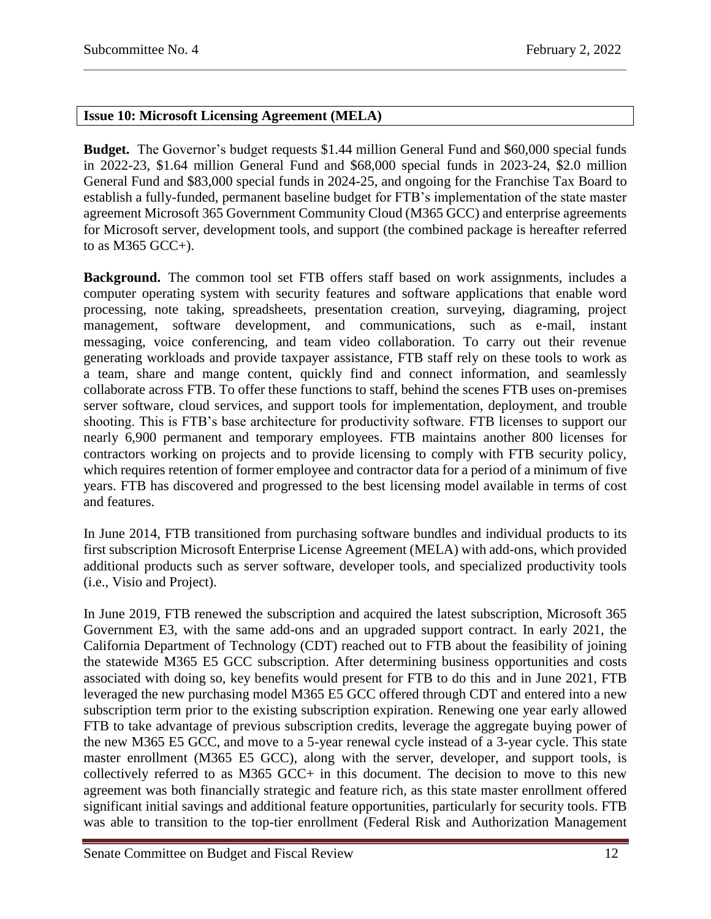**Issue 10: Microsoft Licensing Agreement (MELA)**

**Budget.** The Governor's budget requests $1.44 million General Fund and $60,000 special funds in 2022-23, $1.64 million General Fund and $68,000 special funds in 2023-24, $2.0 million General Fund and $83,000 special funds in 2024-25, and ongoing for the Franchise Tax Board to establish a fully-funded, permanent baseline budget for FTB's implementation of the state master agreement Microsoft 365 Government Community Cloud (M365 GCC) and enterprise agreements for Microsoft server, development tools, and support (the combined package is hereafter referred to as M365 GCC+).

**Background.** The common tool set FTB offers staff based on work assignments, includes a computer operating system with security features and software applications that enable word processing, note taking, spreadsheets, presentation creation, surveying, diagraming, project management, software development, and communications, such as e-mail, instant messaging, voice conferencing, and team video collaboration. To carry out their revenue generating workloads and provide taxpayer assistance, FTB staff rely on these tools to work as a team, share and mange content, quickly find and connect information, and seamlessly collaborate across FTB. To offer these functions to staff, behind the scenes FTB uses on-premises server software, cloud services, and support tools for implementation, deployment, and trouble shooting. This is FTB's base architecture for productivity software. FTB licenses to support our nearly 6,900 permanent and temporary employees. FTB maintains another 800 licenses for contractors working on projects and to provide licensing to comply with FTB security policy, which requires retention of former employee and contractor data for a period of a minimum of five years. FTB has discovered and progressed to the best licensing model available in terms of cost and features.

In June 2014, FTB transitioned from purchasing software bundles and individual products to its first subscription Microsoft Enterprise License Agreement (MELA) with add-ons, which provided additional products such as server software, developer tools, and specialized productivity tools (i.e., Visio and Project).

In June 2019, FTB renewed the subscription and acquired the latest subscription, Microsoft 365 Government E3, with the same add-ons and an upgraded support contract. In early 2021, the California Department of Technology (CDT) reached out to FTB about the feasibility of joining the statewide M365 E5 GCC subscription. After determining business opportunities and costs associated with doing so, key benefits would present for FTB to do this and in June 2021, FTB leveraged the new purchasing model M365 E5 GCC offered through CDT and entered into a new subscription term prior to the existing subscription expiration. Renewing one year early allowed FTB to take advantage of previous subscription credits, leverage the aggregate buying power of the new M365 E5 GCC, and move to a 5-year renewal cycle instead of a 3-year cycle. This state master enrollment (M365 E5 GCC), along with the server, developer, and support tools, is collectively referred to as M365 GCC+ in this document. The decision to move to this new agreement was both financially strategic and feature rich, as this state master enrollment offered significant initial savings and additional feature opportunities, particularly for security tools. FTB was able to transition to the top-tier enrollment (Federal Risk and Authorization Management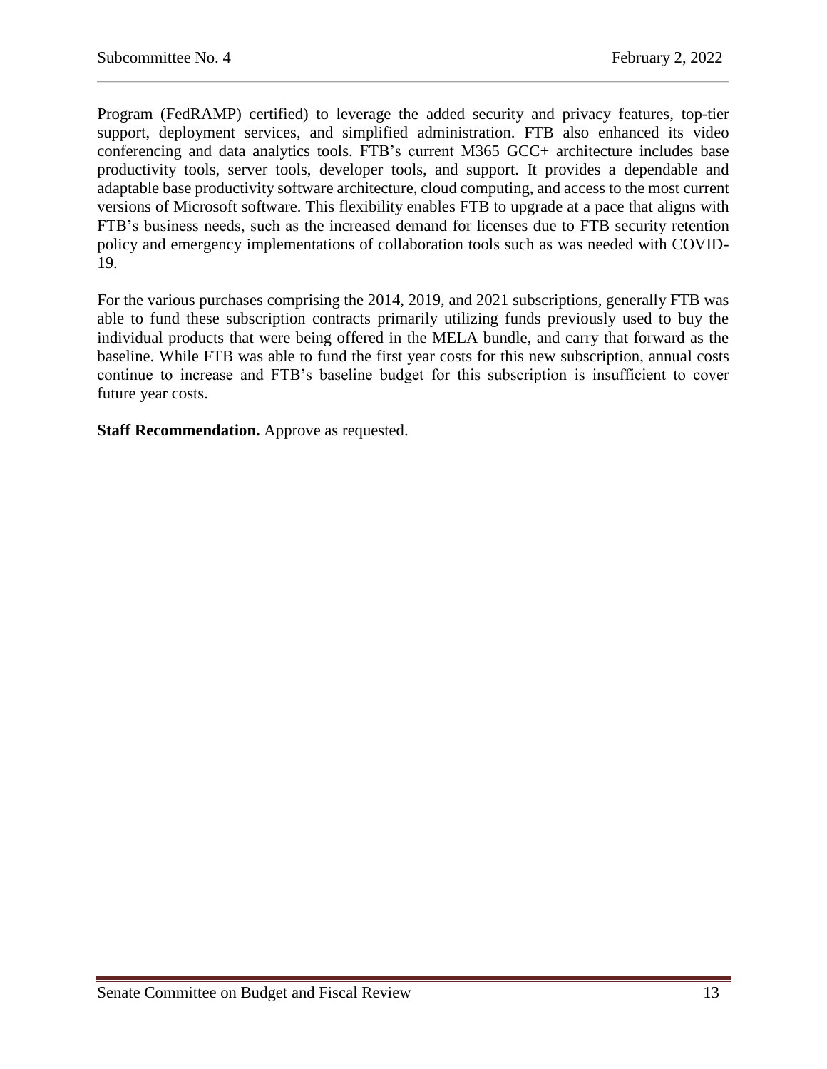Program (FedRAMP) certified) to leverage the added security and privacy features, top-tier support, deployment services, and simplified administration. FTB also enhanced its video conferencing and data analytics tools. FTB's current M365 GCC+ architecture includes base productivity tools, server tools, developer tools, and support. It provides a dependable and adaptable base productivity software architecture, cloud computing, and access to the most current versions of Microsoft software. This flexibility enables FTB to upgrade at a pace that aligns with FTB's business needs, such as the increased demand for licenses due to FTB security retention policy and emergency implementations of collaboration tools such as was needed with COVID-19.

For the various purchases comprising the 2014, 2019, and 2021 subscriptions, generally FTB was able to fund these subscription contracts primarily utilizing funds previously used to buy the individual products that were being offered in the MELA bundle, and carry that forward as the baseline. While FTB was able to fund the first year costs for this new subscription, annual costs continue to increase and FTB's baseline budget for this subscription is insufficient to cover future year costs.

**Staff Recommendation.** Approve as requested.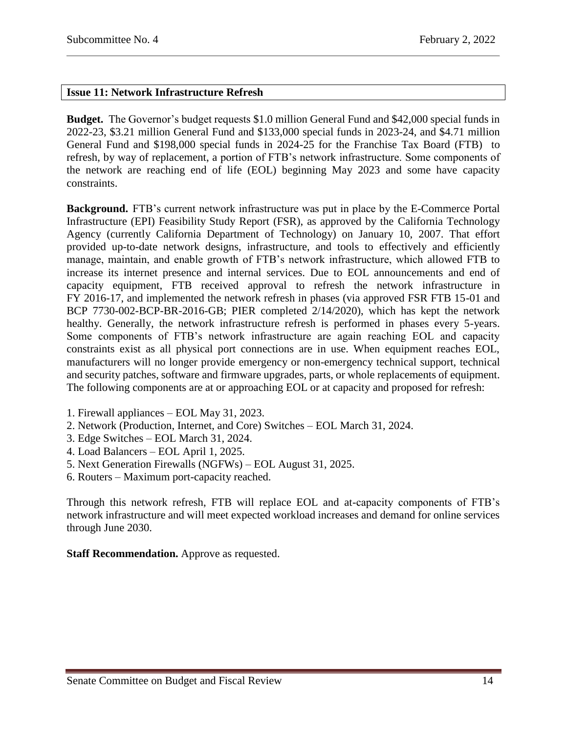## Issue 11: Network Infrastructure Refresh

**Budget.** The Governor's budget requests \$1.0 million General Fund and \$42,000 special funds in 2022-23, \$3.21 million General Fund and \$133,000 special funds in 2023-24, and \$4.71 million General Fund and \$198,000 special funds in 2024-25 for the Franchise Tax Board (FTB) to refresh, by way of replacement, a portion of FTB's network infrastructure. Some components of the network are reaching end of life (EOL) beginning May 2023 and some have capacity constraints.

**Background.** FTB's current network infrastructure was put in place by the E-Commerce Portal Infrastructure (EPI) Feasibility Study Report (FSR), as approved by the California Technology Agency (currently California Department of Technology) on January 10, 2007. That effort provided up-to-date network designs, infrastructure, and tools to effectively and efficiently manage, maintain, and enable growth of FTB's network infrastructure, which allowed FTB to increase its internet presence and internal services. Due to EOL announcements and end of capacity equipment, FTB received approval to refresh the network infrastructure in FY 2016-17, and implemented the network refresh in phases (via approved FSR FTB 15-01 and BCP 7730-002-BCP-BR-2016-GB; PIER completed 2/14/2020), which has kept the network healthy. Generally, the network infrastructure refresh is performed in phases every 5-years. Some components of FTB's network infrastructure are again reaching EOL and capacity constraints exist as all physical port connections are in use. When equipment reaches EOL, manufacturers will no longer provide emergency or non-emergency technical support, technical and security patches, software and firmware upgrades, parts, or whole replacements of equipment. The following components are at or approaching EOL or at capacity and proposed for refresh:

1. Firewall appliances – EOL May 31, 2023.
2. Network (Production, Internet, and Core) Switches – EOL March 31, 2024.
3. Edge Switches – EOL March 31, 2024.
4. Load Balancers – EOL April 1, 2025.
5. Next Generation Firewalls (NGFWs) – EOL August 31, 2025.
6. Routers – Maximum port-capacity reached.

Through this network refresh, FTB will replace EOL and at-capacity components of FTB's network infrastructure and will meet expected workload increases and demand for online services through June 2030.

**Staff Recommendation.** Approve as requested.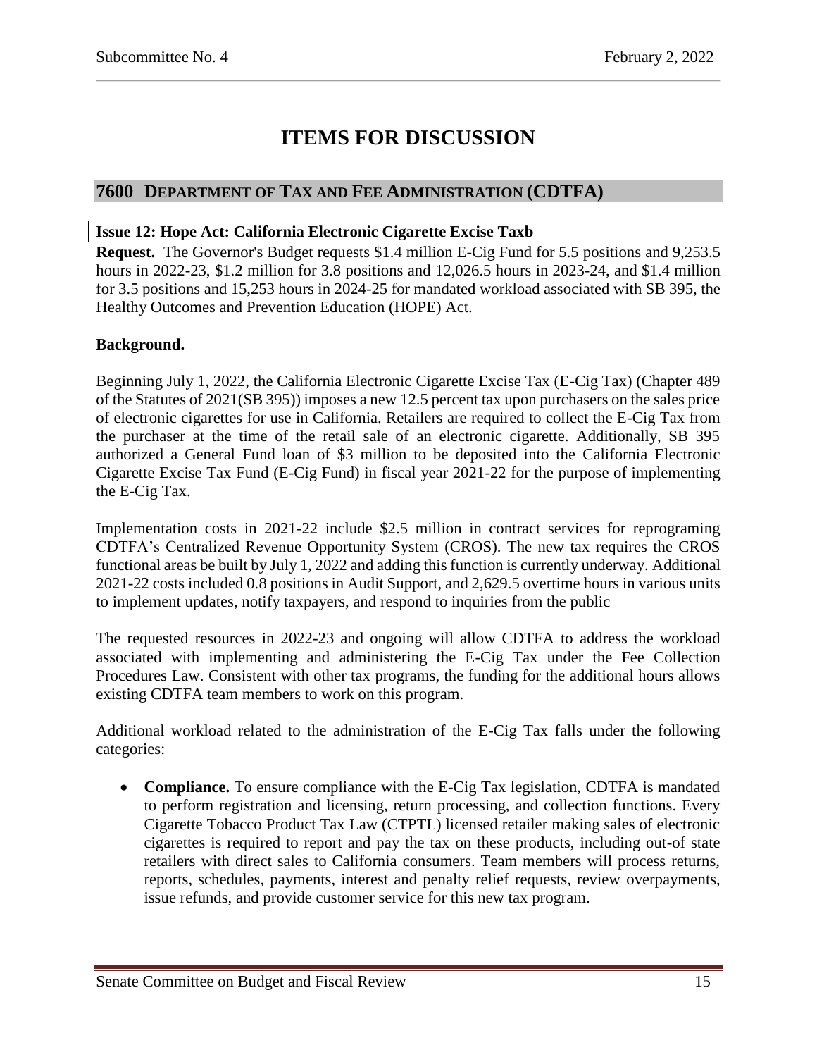# ITEMS FOR DISCUSSION

## 7600 Department of Tax and Fee Administration (CDTFA)

### Issue 12: Hope Act: California Electronic Cigarette Excise Taxb

**Request.** The Governor's Budget requests $1.4 million E-Cig Fund for 5.5 positions and 9,253.5 hours in 2022-23, $1.2 million for 3.8 positions and 12,026.5 hours in 2023-24, and $1.4 million for 3.5 positions and 15,253 hours in 2024-25 for mandated workload associated with SB 395, the Healthy Outcomes and Prevention Education (HOPE) Act.

**Background.**

Beginning July 1, 2022, the California Electronic Cigarette Excise Tax (E-Cig Tax) (Chapter 489 of the Statutes of 2021(SB 395)) imposes a new 12.5 percent tax upon purchasers on the sales price of electronic cigarettes for use in California. Retailers are required to collect the E-Cig Tax from the purchaser at the time of the retail sale of an electronic cigarette. Additionally, SB 395 authorized a General Fund loan of $3 million to be deposited into the California Electronic Cigarette Excise Tax Fund (E-Cig Fund) in fiscal year 2021-22 for the purpose of implementing the E-Cig Tax.

Implementation costs in 2021-22 include $2.5 million in contract services for reprograming CDTFA's Centralized Revenue Opportunity System (CROS). The new tax requires the CROS functional areas be built by July 1, 2022 and adding this function is currently underway. Additional 2021-22 costs included 0.8 positions in Audit Support, and 2,629.5 overtime hours in various units to implement updates, notify taxpayers, and respond to inquiries from the public

The requested resources in 2022-23 and ongoing will allow CDTFA to address the workload associated with implementing and administering the E-Cig Tax under the Fee Collection Procedures Law. Consistent with other tax programs, the funding for the additional hours allows existing CDTFA team members to work on this program.

Additional workload related to the administration of the E-Cig Tax falls under the following categories:

- **Compliance.** To ensure compliance with the E-Cig Tax legislation, CDTFA is mandated to perform registration and licensing, return processing, and collection functions. Every Cigarette Tobacco Product Tax Law (CTPTL) licensed retailer making sales of electronic cigarettes is required to report and pay the tax on these products, including out-of state retailers with direct sales to California consumers. Team members will process returns, reports, schedules, payments, interest and penalty relief requests, review overpayments, issue refunds, and provide customer service for this new tax program.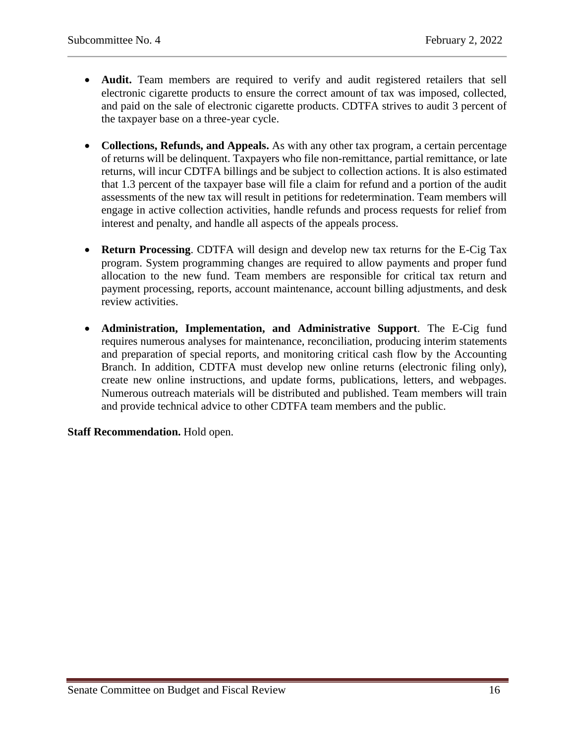- **Audit.** Team members are required to verify and audit registered retailers that sell electronic cigarette products to ensure the correct amount of tax was imposed, collected, and paid on the sale of electronic cigarette products. CDTFA strives to audit 3 percent of the taxpayer base on a three-year cycle.

- **Collections, Refunds, and Appeals.** As with any other tax program, a certain percentage of returns will be delinquent. Taxpayers who file non-remittance, partial remittance, or late returns, will incur CDTFA billings and be subject to collection actions. It is also estimated that 1.3 percent of the taxpayer base will file a claim for refund and a portion of the audit assessments of the new tax will result in petitions for redetermination. Team members will engage in active collection activities, handle refunds and process requests for relief from interest and penalty, and handle all aspects of the appeals process.

- **Return Processing**. CDTFA will design and develop new tax returns for the E-Cig Tax program. System programming changes are required to allow payments and proper fund allocation to the new fund. Team members are responsible for critical tax return and payment processing, reports, account maintenance, account billing adjustments, and desk review activities.

- **Administration, Implementation, and Administrative Support**. The E-Cig fund requires numerous analyses for maintenance, reconciliation, producing interim statements and preparation of special reports, and monitoring critical cash flow by the Accounting Branch. In addition, CDTFA must develop new online returns (electronic filing only), create new online instructions, and update forms, publications, letters, and webpages. Numerous outreach materials will be distributed and published. Team members will train and provide technical advice to other CDTFA team members and the public.

**Staff Recommendation.** Hold open.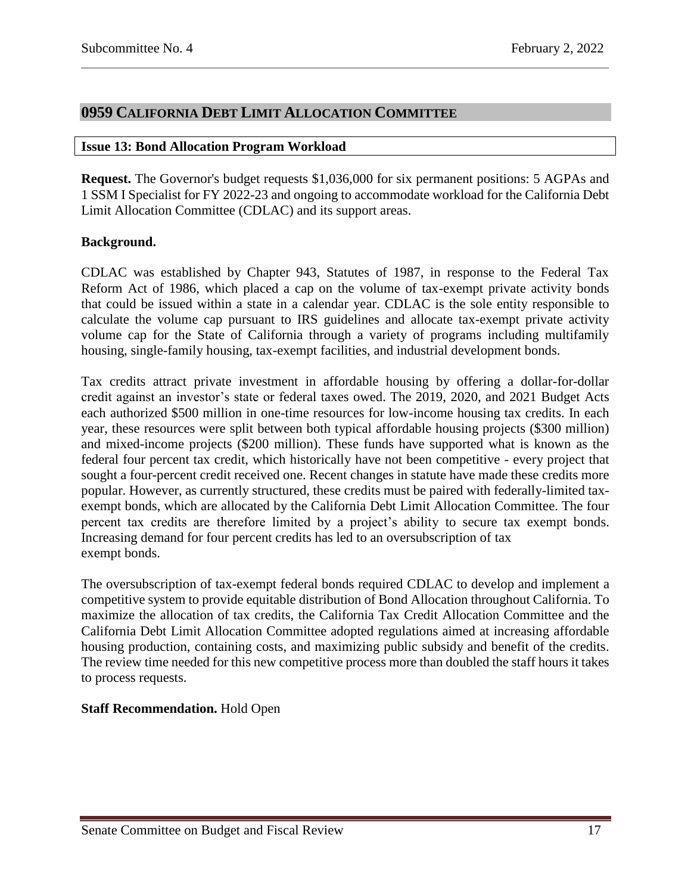## 0959 California Debt Limit Allocation Committee

### Issue 13: Bond Allocation Program Workload

**Request.** The Governor's budget requests $1,036,000 for six permanent positions: 5 AGPAs and 1 SSM I Specialist for FY 2022-23 and ongoing to accommodate workload for the California Debt Limit Allocation Committee (CDLAC) and its support areas.

**Background.**

CDLAC was established by Chapter 943, Statutes of 1987, in response to the Federal Tax Reform Act of 1986, which placed a cap on the volume of tax-exempt private activity bonds that could be issued within a state in a calendar year. CDLAC is the sole entity responsible to calculate the volume cap pursuant to IRS guidelines and allocate tax-exempt private activity volume cap for the State of California through a variety of programs including multifamily housing, single-family housing, tax-exempt facilities, and industrial development bonds.

Tax credits attract private investment in affordable housing by offering a dollar-for-dollar credit against an investor's state or federal taxes owed. The 2019, 2020, and 2021 Budget Acts each authorized $500 million in one-time resources for low-income housing tax credits. In each year, these resources were split between both typical affordable housing projects ($300 million) and mixed-income projects ($200 million). These funds have supported what is known as the federal four percent tax credit, which historically have not been competitive - every project that sought a four-percent credit received one. Recent changes in statute have made these credits more popular. However, as currently structured, these credits must be paired with federally-limited tax-exempt bonds, which are allocated by the California Debt Limit Allocation Committee. The four percent tax credits are therefore limited by a project's ability to secure tax exempt bonds. Increasing demand for four percent credits has led to an oversubscription of tax exempt bonds.

The oversubscription of tax-exempt federal bonds required CDLAC to develop and implement a competitive system to provide equitable distribution of Bond Allocation throughout California. To maximize the allocation of tax credits, the California Tax Credit Allocation Committee and the California Debt Limit Allocation Committee adopted regulations aimed at increasing affordable housing production, containing costs, and maximizing public subsidy and benefit of the credits. The review time needed for this new competitive process more than doubled the staff hours it takes to process requests.

**Staff Recommendation.** Hold Open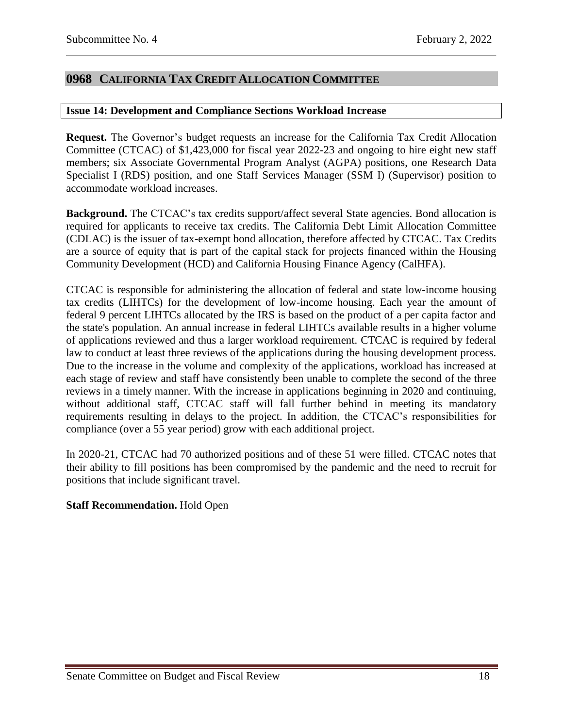## 0968 CALIFORNIA TAX CREDIT ALLOCATION COMMITTEE

### Issue 14: Development and Compliance Sections Workload Increase

**Request.** The Governor's budget requests an increase for the California Tax Credit Allocation Committee (CTCAC) of $1,423,000 for fiscal year 2022-23 and ongoing to hire eight new staff members; six Associate Governmental Program Analyst (AGPA) positions, one Research Data Specialist I (RDS) position, and one Staff Services Manager (SSM I) (Supervisor) position to accommodate workload increases.

**Background.** The CTCAC's tax credits support/affect several State agencies. Bond allocation is required for applicants to receive tax credits. The California Debt Limit Allocation Committee (CDLAC) is the issuer of tax-exempt bond allocation, therefore affected by CTCAC. Tax Credits are a source of equity that is part of the capital stack for projects financed within the Housing Community Development (HCD) and California Housing Finance Agency (CalHFA).

CTCAC is responsible for administering the allocation of federal and state low-income housing tax credits (LIHTCs) for the development of low-income housing. Each year the amount of federal 9 percent LIHTCs allocated by the IRS is based on the product of a per capita factor and the state's population. An annual increase in federal LIHTCs available results in a higher volume of applications reviewed and thus a larger workload requirement. CTCAC is required by federal law to conduct at least three reviews of the applications during the housing development process. Due to the increase in the volume and complexity of the applications, workload has increased at each stage of review and staff have consistently been unable to complete the second of the three reviews in a timely manner. With the increase in applications beginning in 2020 and continuing, without additional staff, CTCAC staff will fall further behind in meeting its mandatory requirements resulting in delays to the project. In addition, the CTCAC's responsibilities for compliance (over a 55 year period) grow with each additional project.

In 2020-21, CTCAC had 70 authorized positions and of these 51 were filled. CTCAC notes that their ability to fill positions has been compromised by the pandemic and the need to recruit for positions that include significant travel.

**Staff Recommendation.** Hold Open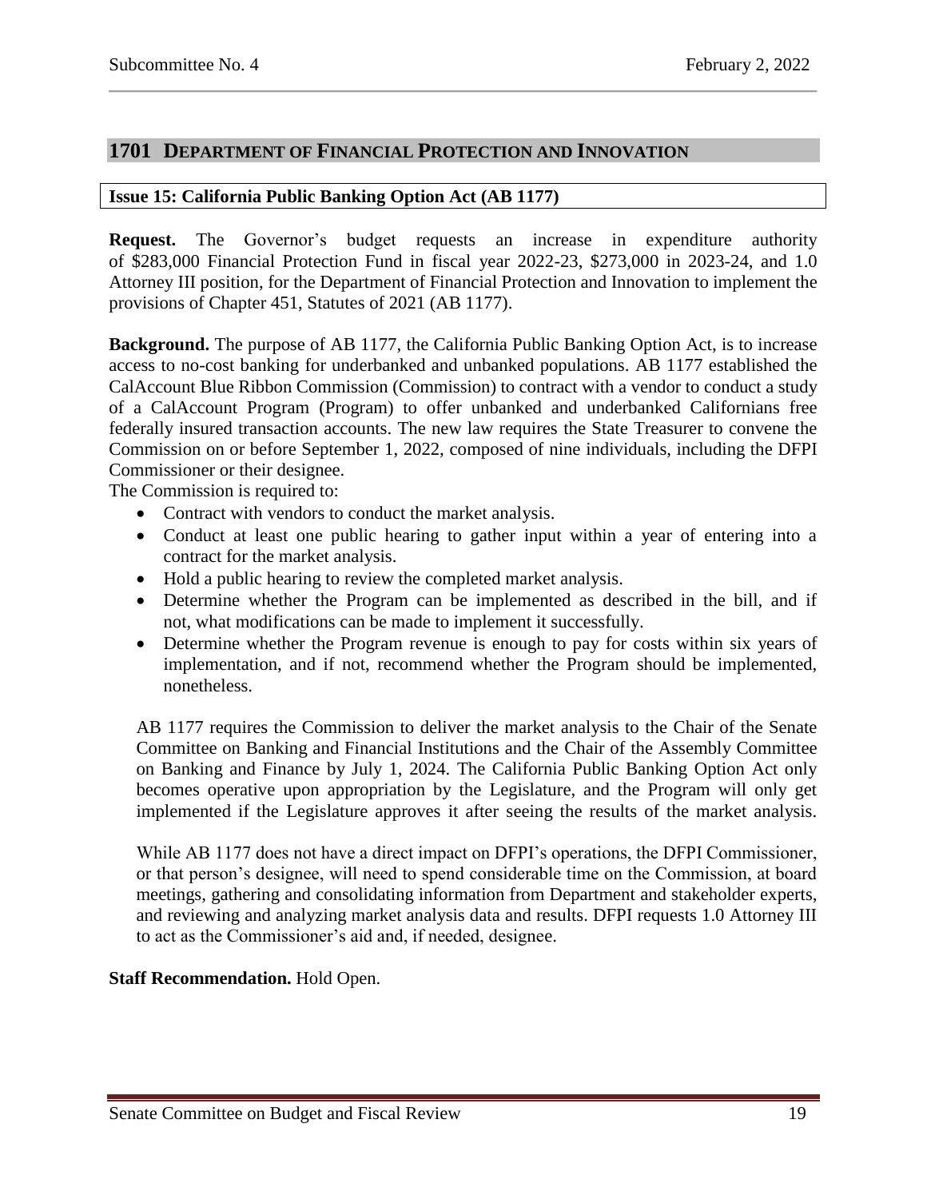## 1701 DEPARTMENT OF FINANCIAL PROTECTION AND INNOVATION

### Issue 15: California Public Banking Option Act (AB 1177)

**Request.** The Governor's budget requests an increase in expenditure authority of $283,000 Financial Protection Fund in fiscal year 2022-23, $273,000 in 2023-24, and 1.0 Attorney III position, for the Department of Financial Protection and Innovation to implement the provisions of Chapter 451, Statutes of 2021 (AB 1177).

**Background.** The purpose of AB 1177, the California Public Banking Option Act, is to increase access to no-cost banking for underbanked and unbanked populations. AB 1177 established the CalAccount Blue Ribbon Commission (Commission) to contract with a vendor to conduct a study of a CalAccount Program (Program) to offer unbanked and underbanked Californians free federally insured transaction accounts. The new law requires the State Treasurer to convene the Commission on or before September 1, 2022, composed of nine individuals, including the DFPI Commissioner or their designee.

The Commission is required to:

- Contract with vendors to conduct the market analysis.
- Conduct at least one public hearing to gather input within a year of entering into a contract for the market analysis.
- Hold a public hearing to review the completed market analysis.
- Determine whether the Program can be implemented as described in the bill, and if not, what modifications can be made to implement it successfully.
- Determine whether the Program revenue is enough to pay for costs within six years of implementation, and if not, recommend whether the Program should be implemented, nonetheless.

AB 1177 requires the Commission to deliver the market analysis to the Chair of the Senate Committee on Banking and Financial Institutions and the Chair of the Assembly Committee on Banking and Finance by July 1, 2024. The California Public Banking Option Act only becomes operative upon appropriation by the Legislature, and the Program will only get implemented if the Legislature approves it after seeing the results of the market analysis.

While AB 1177 does not have a direct impact on DFPI's operations, the DFPI Commissioner, or that person's designee, will need to spend considerable time on the Commission, at board meetings, gathering and consolidating information from Department and stakeholder experts, and reviewing and analyzing market analysis data and results. DFPI requests 1.0 Attorney III to act as the Commissioner's aid and, if needed, designee.

**Staff Recommendation.** Hold Open.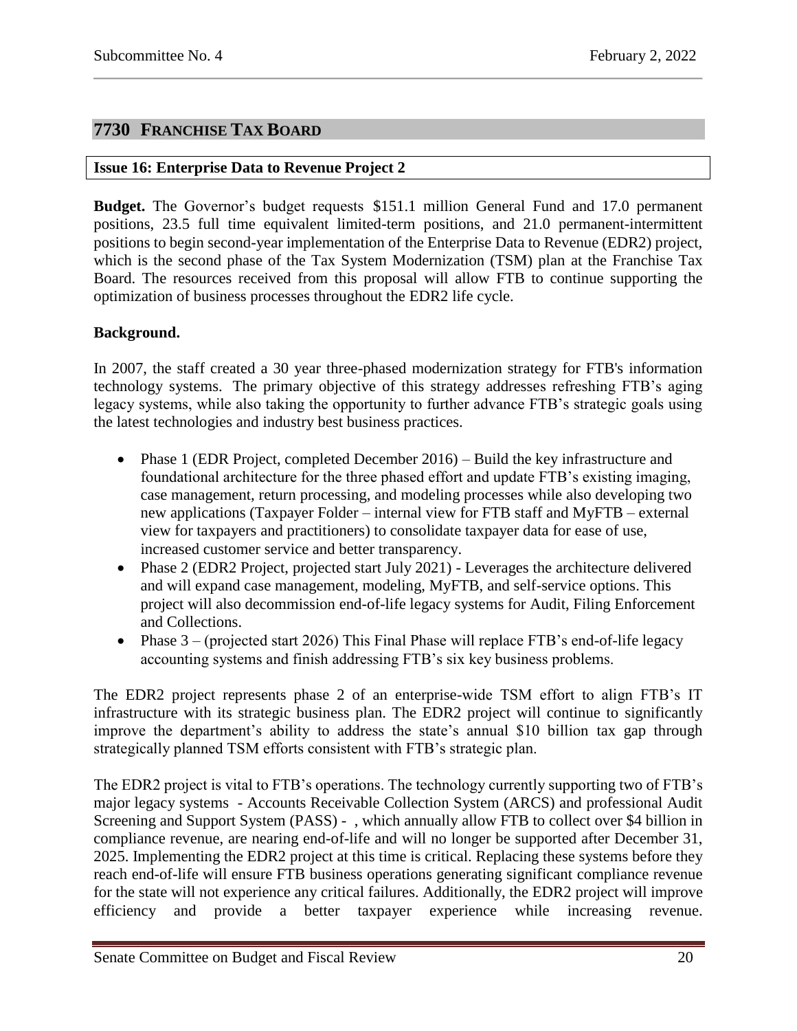## 7730 FRANCHISE TAX BOARD

### Issue 16: Enterprise Data to Revenue Project 2

**Budget.** The Governor's budget requests $151.1 million General Fund and 17.0 permanent positions, 23.5 full time equivalent limited-term positions, and 21.0 permanent-intermittent positions to begin second-year implementation of the Enterprise Data to Revenue (EDR2) project, which is the second phase of the Tax System Modernization (TSM) plan at the Franchise Tax Board. The resources received from this proposal will allow FTB to continue supporting the optimization of business processes throughout the EDR2 life cycle.

**Background.**

In 2007, the staff created a 30 year three-phased modernization strategy for FTB's information technology systems. The primary objective of this strategy addresses refreshing FTB's aging legacy systems, while also taking the opportunity to further advance FTB's strategic goals using the latest technologies and industry best business practices.

- Phase 1 (EDR Project, completed December 2016) – Build the key infrastructure and foundational architecture for the three phased effort and update FTB's existing imaging, case management, return processing, and modeling processes while also developing two new applications (Taxpayer Folder – internal view for FTB staff and MyFTB – external view for taxpayers and practitioners) to consolidate taxpayer data for ease of use, increased customer service and better transparency.
- Phase 2 (EDR2 Project, projected start July 2021) - Leverages the architecture delivered and will expand case management, modeling, MyFTB, and self-service options. This project will also decommission end-of-life legacy systems for Audit, Filing Enforcement and Collections.
- Phase 3 – (projected start 2026) This Final Phase will replace FTB's end-of-life legacy accounting systems and finish addressing FTB's six key business problems.

The EDR2 project represents phase 2 of an enterprise-wide TSM effort to align FTB's IT infrastructure with its strategic business plan. The EDR2 project will continue to significantly improve the department's ability to address the state's annual $10 billion tax gap through strategically planned TSM efforts consistent with FTB's strategic plan.

The EDR2 project is vital to FTB's operations. The technology currently supporting two of FTB's major legacy systems - Accounts Receivable Collection System (ARCS) and professional Audit Screening and Support System (PASS) - , which annually allow FTB to collect over $4 billion in compliance revenue, are nearing end-of-life and will no longer be supported after December 31, 2025. Implementing the EDR2 project at this time is critical. Replacing these systems before they reach end-of-life will ensure FTB business operations generating significant compliance revenue for the state will not experience any critical failures. Additionally, the EDR2 project will improve efficiency and provide a better taxpayer experience while increasing revenue.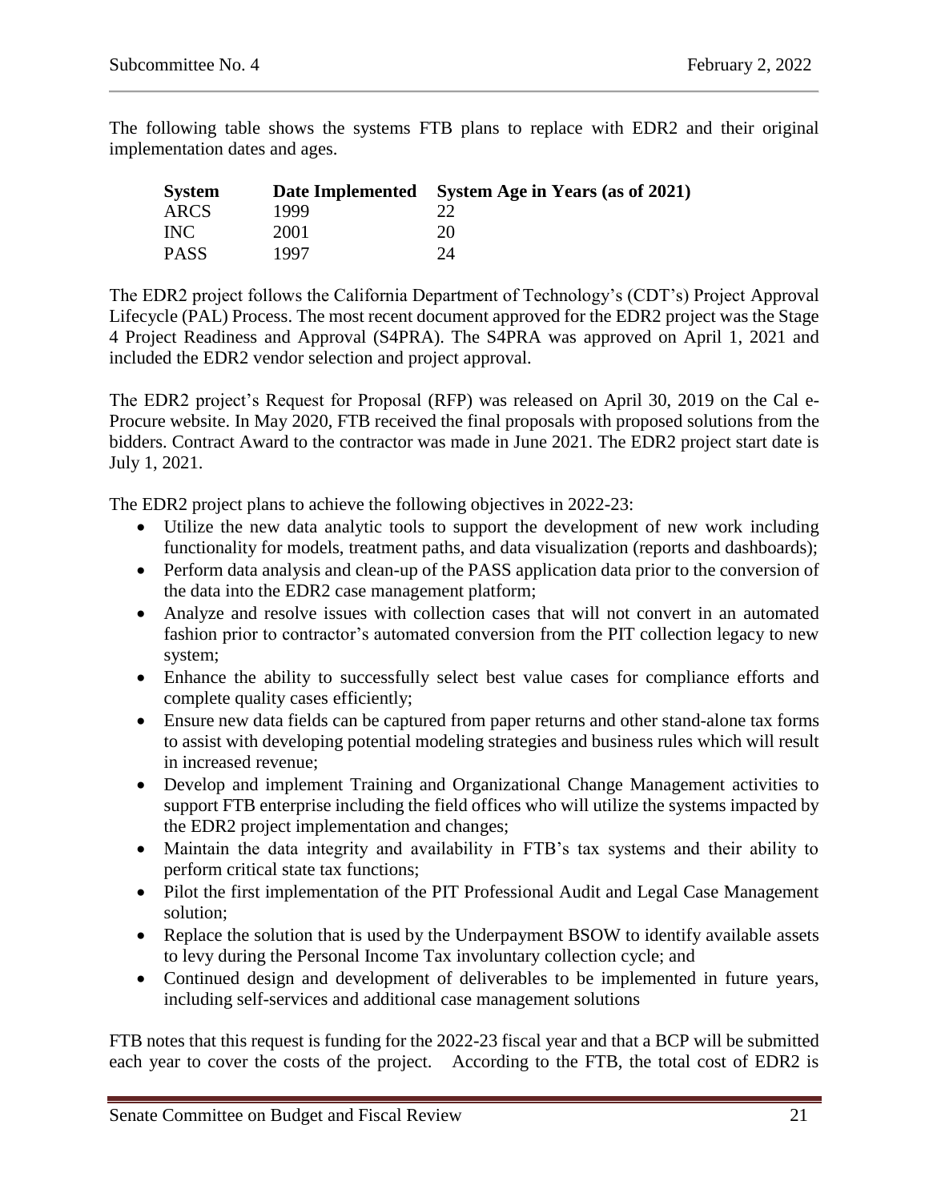The following table shows the systems FTB plans to replace with EDR2 and their original implementation dates and ages.

| System | Date Implemented | System Age in Years (as of 2021) |
|---|---|---|
| ARCS | 1999 | 22 |
| INC | 2001 | 20 |
| PASS | 1997 | 24 |

The EDR2 project follows the California Department of Technology's (CDT's) Project Approval Lifecycle (PAL) Process. The most recent document approved for the EDR2 project was the Stage 4 Project Readiness and Approval (S4PRA). The S4PRA was approved on April 1, 2021 and included the EDR2 vendor selection and project approval.

The EDR2 project's Request for Proposal (RFP) was released on April 30, 2019 on the Cal e-Procure website. In May 2020, FTB received the final proposals with proposed solutions from the bidders. Contract Award to the contractor was made in June 2021. The EDR2 project start date is July 1, 2021.

The EDR2 project plans to achieve the following objectives in 2022-23:

- Utilize the new data analytic tools to support the development of new work including functionality for models, treatment paths, and data visualization (reports and dashboards);
- Perform data analysis and clean-up of the PASS application data prior to the conversion of the data into the EDR2 case management platform;
- Analyze and resolve issues with collection cases that will not convert in an automated fashion prior to contractor's automated conversion from the PIT collection legacy to new system;
- Enhance the ability to successfully select best value cases for compliance efforts and complete quality cases efficiently;
- Ensure new data fields can be captured from paper returns and other stand-alone tax forms to assist with developing potential modeling strategies and business rules which will result in increased revenue;
- Develop and implement Training and Organizational Change Management activities to support FTB enterprise including the field offices who will utilize the systems impacted by the EDR2 project implementation and changes;
- Maintain the data integrity and availability in FTB's tax systems and their ability to perform critical state tax functions;
- Pilot the first implementation of the PIT Professional Audit and Legal Case Management solution;
- Replace the solution that is used by the Underpayment BSOW to identify available assets to levy during the Personal Income Tax involuntary collection cycle; and
- Continued design and development of deliverables to be implemented in future years, including self-services and additional case management solutions

FTB notes that this request is funding for the 2022-23 fiscal year and that a BCP will be submitted each year to cover the costs of the project. According to the FTB, the total cost of EDR2 is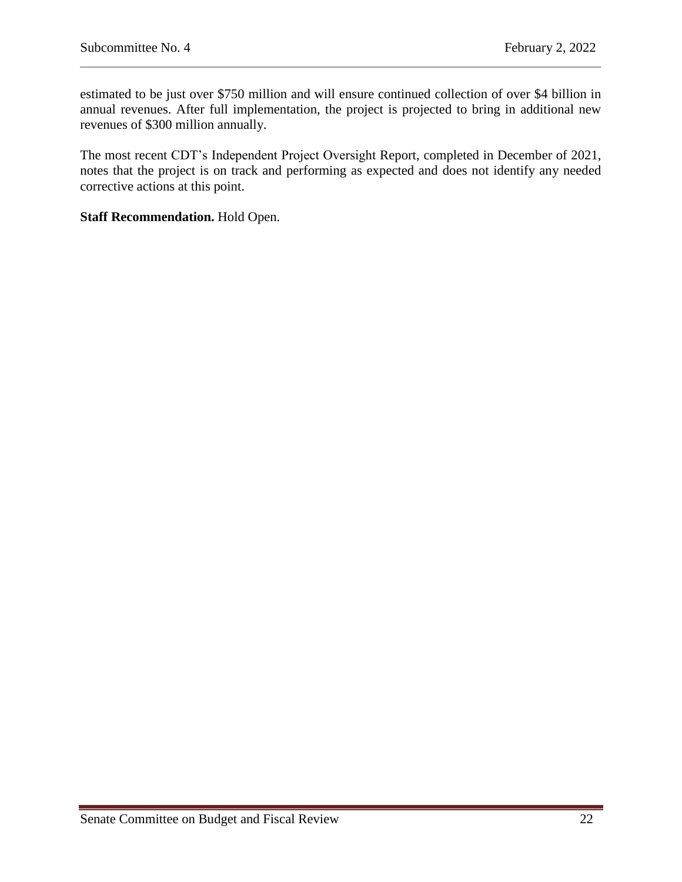estimated to be just over $750 million and will ensure continued collection of over $4 billion in annual revenues. After full implementation, the project is projected to bring in additional new revenues of $300 million annually.

The most recent CDT's Independent Project Oversight Report, completed in December of 2021, notes that the project is on track and performing as expected and does not identify any needed corrective actions at this point.

**Staff Recommendation.** Hold Open.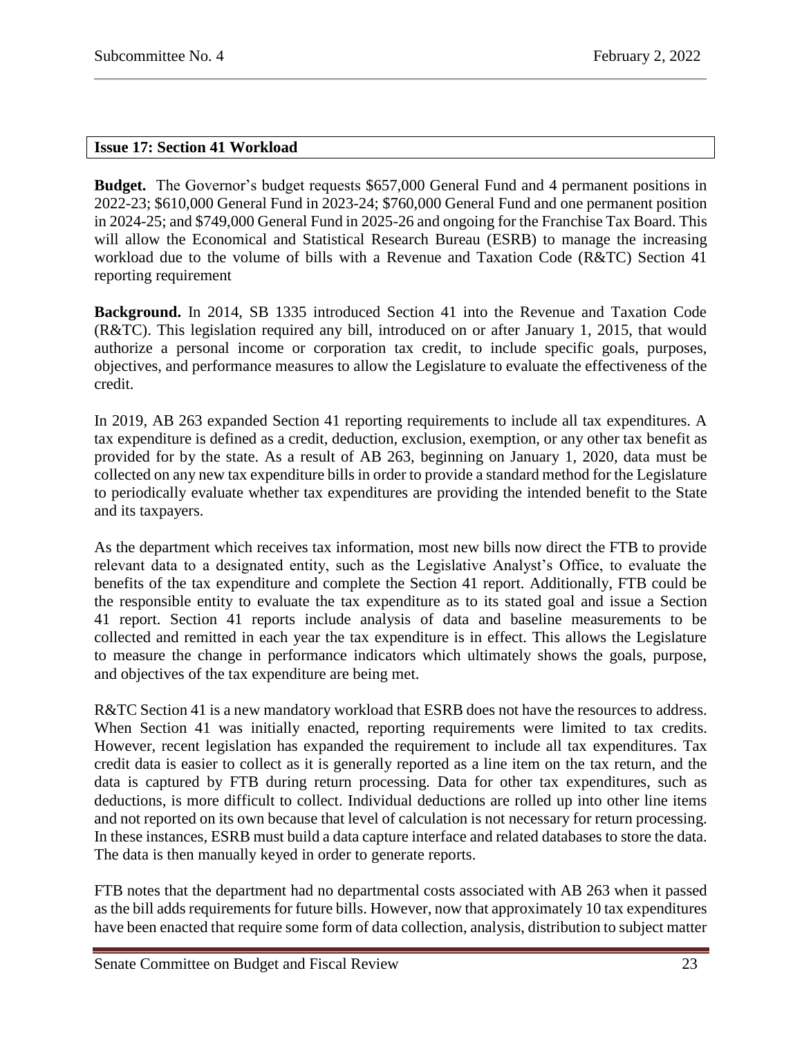## Issue 17: Section 41 Workload

**Budget.** The Governor's budget requests \$657,000 General Fund and 4 permanent positions in 2022-23; \$610,000 General Fund in 2023-24; \$760,000 General Fund and one permanent position in 2024-25; and \$749,000 General Fund in 2025-26 and ongoing for the Franchise Tax Board. This will allow the Economical and Statistical Research Bureau (ESRB) to manage the increasing workload due to the volume of bills with a Revenue and Taxation Code (R&TC) Section 41 reporting requirement

**Background.** In 2014, SB 1335 introduced Section 41 into the Revenue and Taxation Code (R&TC). This legislation required any bill, introduced on or after January 1, 2015, that would authorize a personal income or corporation tax credit, to include specific goals, purposes, objectives, and performance measures to allow the Legislature to evaluate the effectiveness of the credit.

In 2019, AB 263 expanded Section 41 reporting requirements to include all tax expenditures. A tax expenditure is defined as a credit, deduction, exclusion, exemption, or any other tax benefit as provided for by the state. As a result of AB 263, beginning on January 1, 2020, data must be collected on any new tax expenditure bills in order to provide a standard method for the Legislature to periodically evaluate whether tax expenditures are providing the intended benefit to the State and its taxpayers.

As the department which receives tax information, most new bills now direct the FTB to provide relevant data to a designated entity, such as the Legislative Analyst's Office, to evaluate the benefits of the tax expenditure and complete the Section 41 report. Additionally, FTB could be the responsible entity to evaluate the tax expenditure as to its stated goal and issue a Section 41 report. Section 41 reports include analysis of data and baseline measurements to be collected and remitted in each year the tax expenditure is in effect. This allows the Legislature to measure the change in performance indicators which ultimately shows the goals, purpose, and objectives of the tax expenditure are being met.

R&TC Section 41 is a new mandatory workload that ESRB does not have the resources to address. When Section 41 was initially enacted, reporting requirements were limited to tax credits. However, recent legislation has expanded the requirement to include all tax expenditures. Tax credit data is easier to collect as it is generally reported as a line item on the tax return, and the data is captured by FTB during return processing. Data for other tax expenditures, such as deductions, is more difficult to collect. Individual deductions are rolled up into other line items and not reported on its own because that level of calculation is not necessary for return processing. In these instances, ESRB must build a data capture interface and related databases to store the data. The data is then manually keyed in order to generate reports.

FTB notes that the department had no departmental costs associated with AB 263 when it passed as the bill adds requirements for future bills. However, now that approximately 10 tax expenditures have been enacted that require some form of data collection, analysis, distribution to subject matter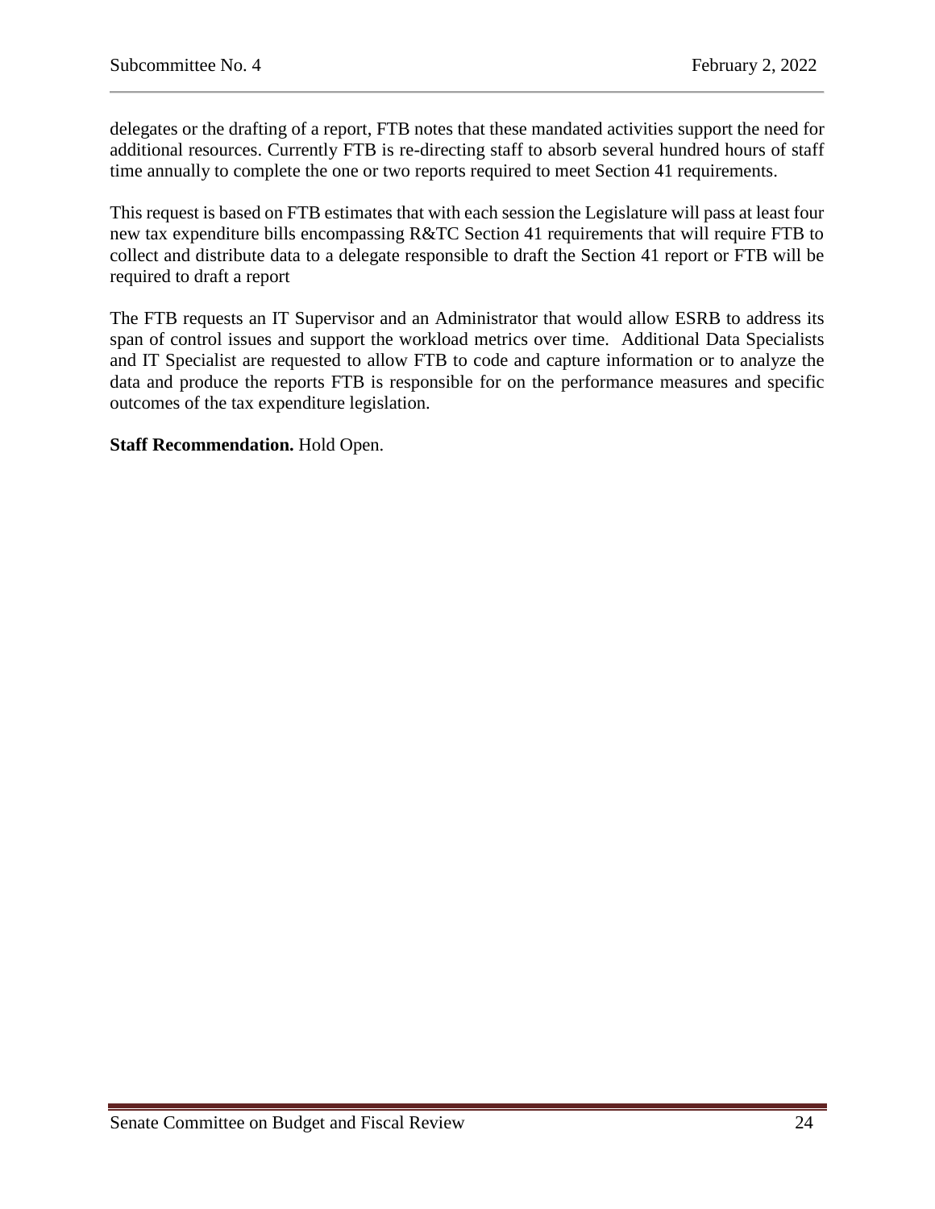delegates or the drafting of a report, FTB notes that these mandated activities support the need for additional resources. Currently FTB is re-directing staff to absorb several hundred hours of staff time annually to complete the one or two reports required to meet Section 41 requirements.

This request is based on FTB estimates that with each session the Legislature will pass at least four new tax expenditure bills encompassing R&TC Section 41 requirements that will require FTB to collect and distribute data to a delegate responsible to draft the Section 41 report or FTB will be required to draft a report

The FTB requests an IT Supervisor and an Administrator that would allow ESRB to address its span of control issues and support the workload metrics over time. Additional Data Specialists and IT Specialist are requested to allow FTB to code and capture information or to analyze the data and produce the reports FTB is responsible for on the performance measures and specific outcomes of the tax expenditure legislation.

**Staff Recommendation.** Hold Open.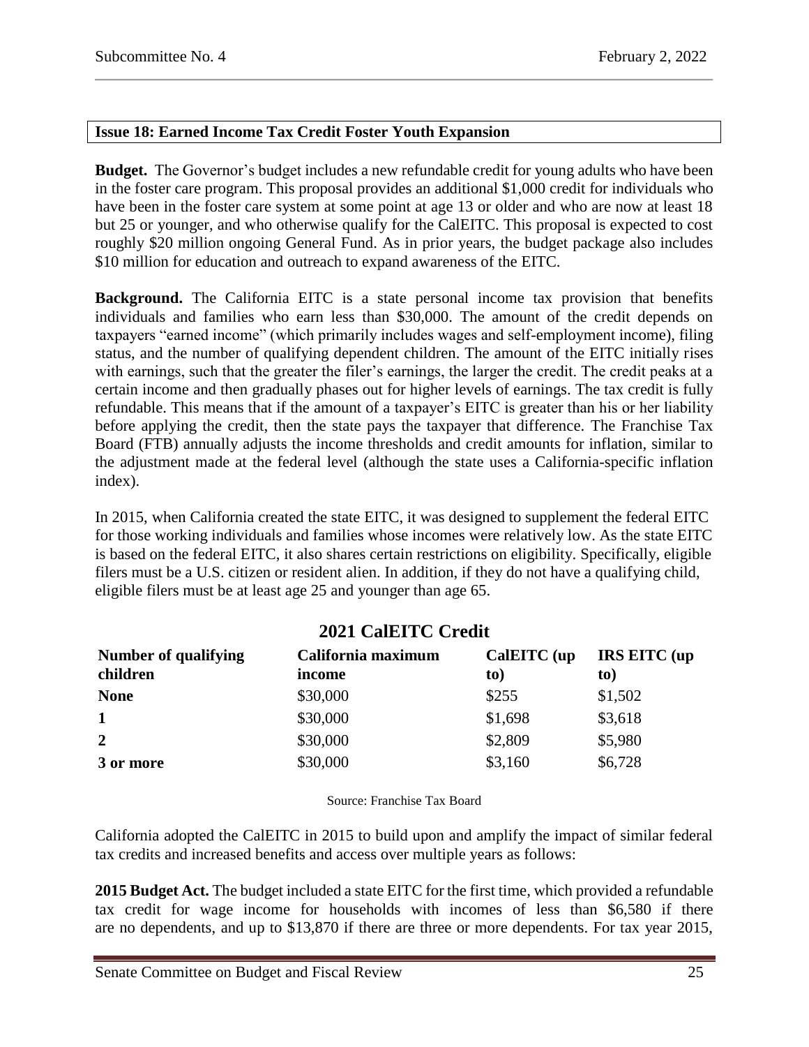### Issue 18: Earned Income Tax Credit Foster Youth Expansion

**Budget.** The Governor's budget includes a new refundable credit for young adults who have been in the foster care program. This proposal provides an additional $1,000 credit for individuals who have been in the foster care system at some point at age 13 or older and who are now at least 18 but 25 or younger, and who otherwise qualify for the CalEITC. This proposal is expected to cost roughly $20 million ongoing General Fund. As in prior years, the budget package also includes $10 million for education and outreach to expand awareness of the EITC.

**Background.** The California EITC is a state personal income tax provision that benefits individuals and families who earn less than $30,000. The amount of the credit depends on taxpayers "earned income" (which primarily includes wages and self-employment income), filing status, and the number of qualifying dependent children. The amount of the EITC initially rises with earnings, such that the greater the filer's earnings, the larger the credit. The credit peaks at a certain income and then gradually phases out for higher levels of earnings. The tax credit is fully refundable. This means that if the amount of a taxpayer's EITC is greater than his or her liability before applying the credit, then the state pays the taxpayer that difference. The Franchise Tax Board (FTB) annually adjusts the income thresholds and credit amounts for inflation, similar to the adjustment made at the federal level (although the state uses a California-specific inflation index).

In 2015, when California created the state EITC, it was designed to supplement the federal EITC for those working individuals and families whose incomes were relatively low. As the state EITC is based on the federal EITC, it also shares certain restrictions on eligibility. Specifically, eligible filers must be a U.S. citizen or resident alien. In addition, if they do not have a qualifying child, eligible filers must be at least age 25 and younger than age 65.

**2021 CalEITC Credit**

| Number of qualifying children | California maximum income | CalEITC (up to) | IRS EITC (up to) |
|---|---|---|---|
| **None** | $30,000 | $255 | $1,502 |
| **1** | $30,000 | $1,698 | $3,618 |
| **2** | $30,000 | $2,809 | $5,980 |
| **3 or more** | $30,000 | $3,160 | $6,728 |

Source: Franchise Tax Board

California adopted the CalEITC in 2015 to build upon and amplify the impact of similar federal tax credits and increased benefits and access over multiple years as follows:

**2015 Budget Act.** The budget included a state EITC for the first time, which provided a refundable tax credit for wage income for households with incomes of less than $6,580 if there are no dependents, and up to $13,870 if there are three or more dependents. For tax year 2015,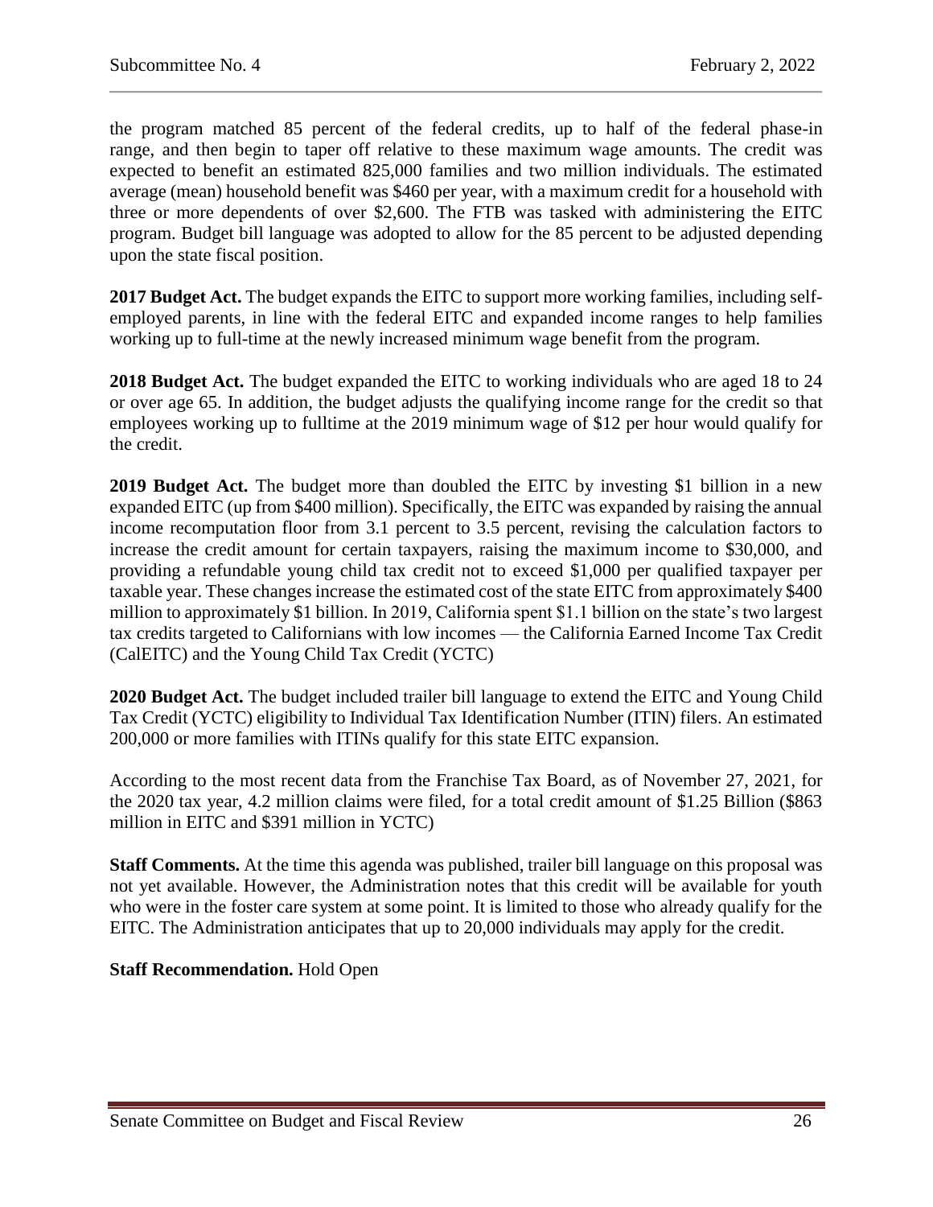the program matched 85 percent of the federal credits, up to half of the federal phase-in range, and then begin to taper off relative to these maximum wage amounts. The credit was expected to benefit an estimated 825,000 families and two million individuals. The estimated average (mean) household benefit was $460 per year, with a maximum credit for a household with three or more dependents of over $2,600. The FTB was tasked with administering the EITC program. Budget bill language was adopted to allow for the 85 percent to be adjusted depending upon the state fiscal position.

**2017 Budget Act.** The budget expands the EITC to support more working families, including self-employed parents, in line with the federal EITC and expanded income ranges to help families working up to full-time at the newly increased minimum wage benefit from the program.

**2018 Budget Act.** The budget expanded the EITC to working individuals who are aged 18 to 24 or over age 65. In addition, the budget adjusts the qualifying income range for the credit so that employees working up to fulltime at the 2019 minimum wage of $12 per hour would qualify for the credit.

**2019 Budget Act.** The budget more than doubled the EITC by investing $1 billion in a new expanded EITC (up from $400 million). Specifically, the EITC was expanded by raising the annual income recomputation floor from 3.1 percent to 3.5 percent, revising the calculation factors to increase the credit amount for certain taxpayers, raising the maximum income to $30,000, and providing a refundable young child tax credit not to exceed $1,000 per qualified taxpayer per taxable year. These changes increase the estimated cost of the state EITC from approximately $400 million to approximately $1 billion. In 2019, California spent $1.1 billion on the state's two largest tax credits targeted to Californians with low incomes — the California Earned Income Tax Credit (CalEITC) and the Young Child Tax Credit (YCTC)

**2020 Budget Act.** The budget included trailer bill language to extend the EITC and Young Child Tax Credit (YCTC) eligibility to Individual Tax Identification Number (ITIN) filers. An estimated 200,000 or more families with ITINs qualify for this state EITC expansion.

According to the most recent data from the Franchise Tax Board, as of November 27, 2021, for the 2020 tax year, 4.2 million claims were filed, for a total credit amount of $1.25 Billion ($863 million in EITC and $391 million in YCTC)

**Staff Comments.** At the time this agenda was published, trailer bill language on this proposal was not yet available. However, the Administration notes that this credit will be available for youth who were in the foster care system at some point. It is limited to those who already qualify for the EITC. The Administration anticipates that up to 20,000 individuals may apply for the credit.

**Staff Recommendation.** Hold Open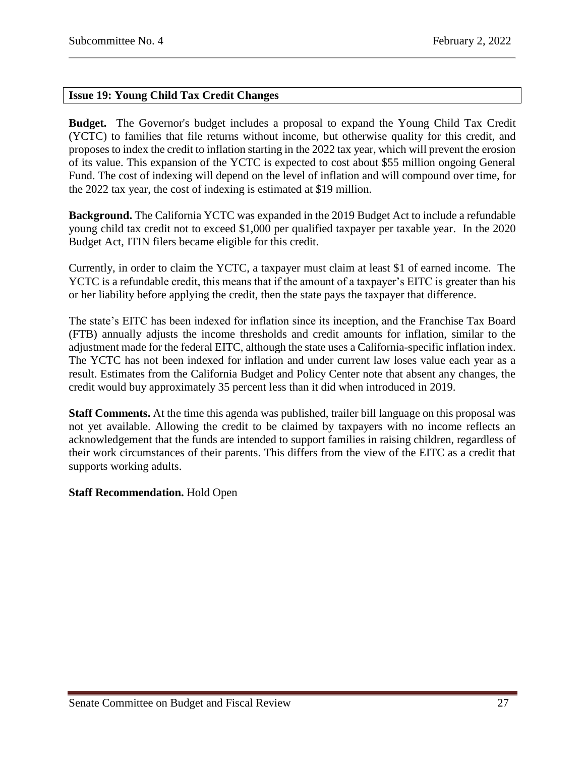**Issue 19: Young Child Tax Credit Changes**

**Budget.** The Governor's budget includes a proposal to expand the Young Child Tax Credit (YCTC) to families that file returns without income, but otherwise quality for this credit, and proposes to index the credit to inflation starting in the 2022 tax year, which will prevent the erosion of its value. This expansion of the YCTC is expected to cost about $55 million ongoing General Fund. The cost of indexing will depend on the level of inflation and will compound over time, for the 2022 tax year, the cost of indexing is estimated at $19 million.

**Background.** The California YCTC was expanded in the 2019 Budget Act to include a refundable young child tax credit not to exceed $1,000 per qualified taxpayer per taxable year. In the 2020 Budget Act, ITIN filers became eligible for this credit.

Currently, in order to claim the YCTC, a taxpayer must claim at least $1 of earned income. The YCTC is a refundable credit, this means that if the amount of a taxpayer's EITC is greater than his or her liability before applying the credit, then the state pays the taxpayer that difference.

The state's EITC has been indexed for inflation since its inception, and the Franchise Tax Board (FTB) annually adjusts the income thresholds and credit amounts for inflation, similar to the adjustment made for the federal EITC, although the state uses a California-specific inflation index. The YCTC has not been indexed for inflation and under current law loses value each year as a result. Estimates from the California Budget and Policy Center note that absent any changes, the credit would buy approximately 35 percent less than it did when introduced in 2019.

**Staff Comments.** At the time this agenda was published, trailer bill language on this proposal was not yet available. Allowing the credit to be claimed by taxpayers with no income reflects an acknowledgement that the funds are intended to support families in raising children, regardless of their work circumstances of their parents. This differs from the view of the EITC as a credit that supports working adults.

**Staff Recommendation.** Hold Open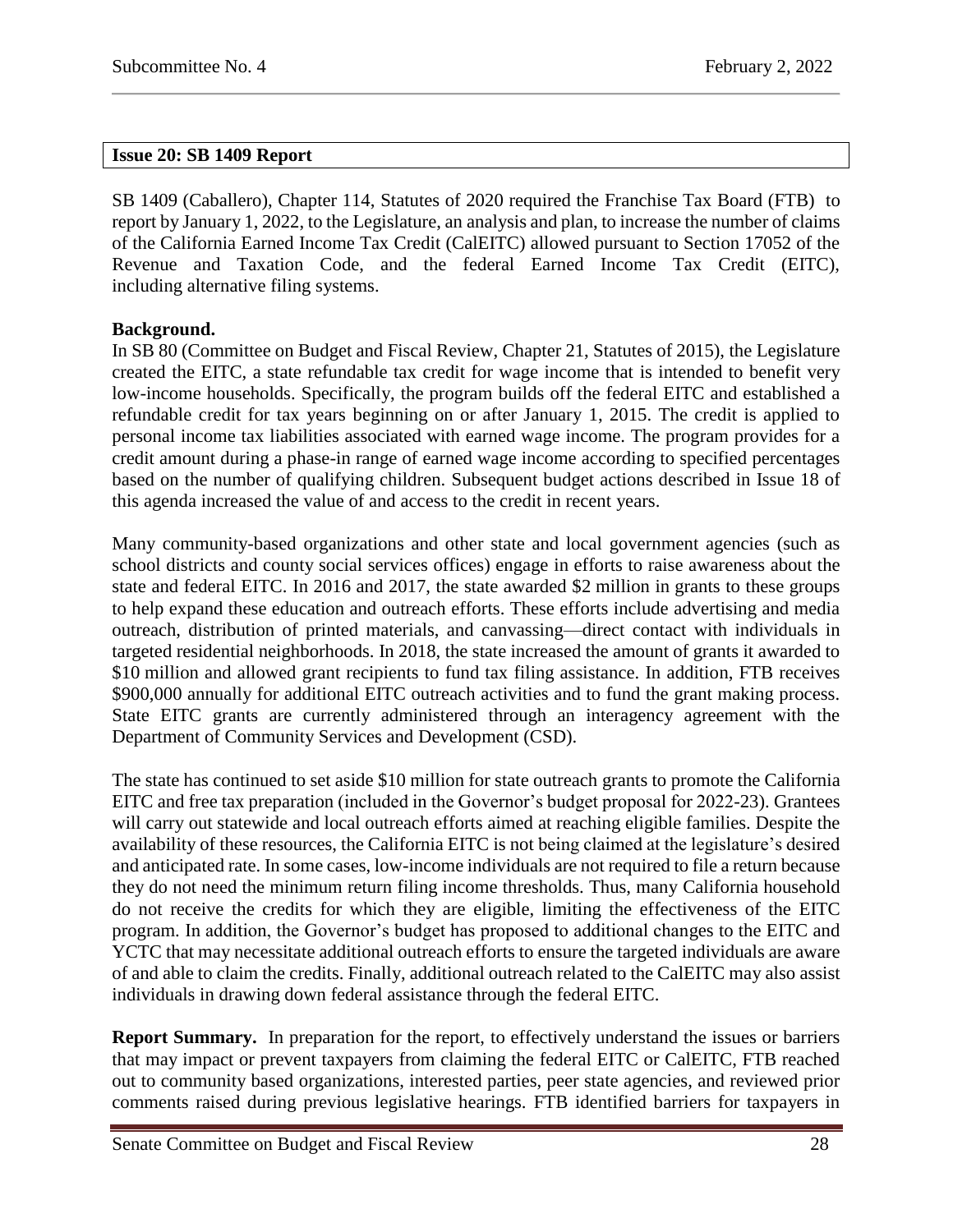## Issue 20: SB 1409 Report

SB 1409 (Caballero), Chapter 114, Statutes of 2020 required the Franchise Tax Board (FTB) to report by January 1, 2022, to the Legislature, an analysis and plan, to increase the number of claims of the California Earned Income Tax Credit (CalEITC) allowed pursuant to Section 17052 of the Revenue and Taxation Code, and the federal Earned Income Tax Credit (EITC), including alternative filing systems.

**Background.**
In SB 80 (Committee on Budget and Fiscal Review, Chapter 21, Statutes of 2015), the Legislature created the EITC, a state refundable tax credit for wage income that is intended to benefit very low-income households. Specifically, the program builds off the federal EITC and established a refundable credit for tax years beginning on or after January 1, 2015. The credit is applied to personal income tax liabilities associated with earned wage income. The program provides for a credit amount during a phase-in range of earned wage income according to specified percentages based on the number of qualifying children. Subsequent budget actions described in Issue 18 of this agenda increased the value of and access to the credit in recent years.

Many community-based organizations and other state and local government agencies (such as school districts and county social services offices) engage in efforts to raise awareness about the state and federal EITC. In 2016 and 2017, the state awarded $2 million in grants to these groups to help expand these education and outreach efforts. These efforts include advertising and media outreach, distribution of printed materials, and canvassing—direct contact with individuals in targeted residential neighborhoods. In 2018, the state increased the amount of grants it awarded to $10 million and allowed grant recipients to fund tax filing assistance. In addition, FTB receives $900,000 annually for additional EITC outreach activities and to fund the grant making process. State EITC grants are currently administered through an interagency agreement with the Department of Community Services and Development (CSD).

The state has continued to set aside $10 million for state outreach grants to promote the California EITC and free tax preparation (included in the Governor's budget proposal for 2022-23). Grantees will carry out statewide and local outreach efforts aimed at reaching eligible families. Despite the availability of these resources, the California EITC is not being claimed at the legislature's desired and anticipated rate. In some cases, low-income individuals are not required to file a return because they do not need the minimum return filing income thresholds. Thus, many California household do not receive the credits for which they are eligible, limiting the effectiveness of the EITC program. In addition, the Governor's budget has proposed to additional changes to the EITC and YCTC that may necessitate additional outreach efforts to ensure the targeted individuals are aware of and able to claim the credits. Finally, additional outreach related to the CalEITC may also assist individuals in drawing down federal assistance through the federal EITC.

**Report Summary.** In preparation for the report, to effectively understand the issues or barriers that may impact or prevent taxpayers from claiming the federal EITC or CalEITC, FTB reached out to community based organizations, interested parties, peer state agencies, and reviewed prior comments raised during previous legislative hearings. FTB identified barriers for taxpayers in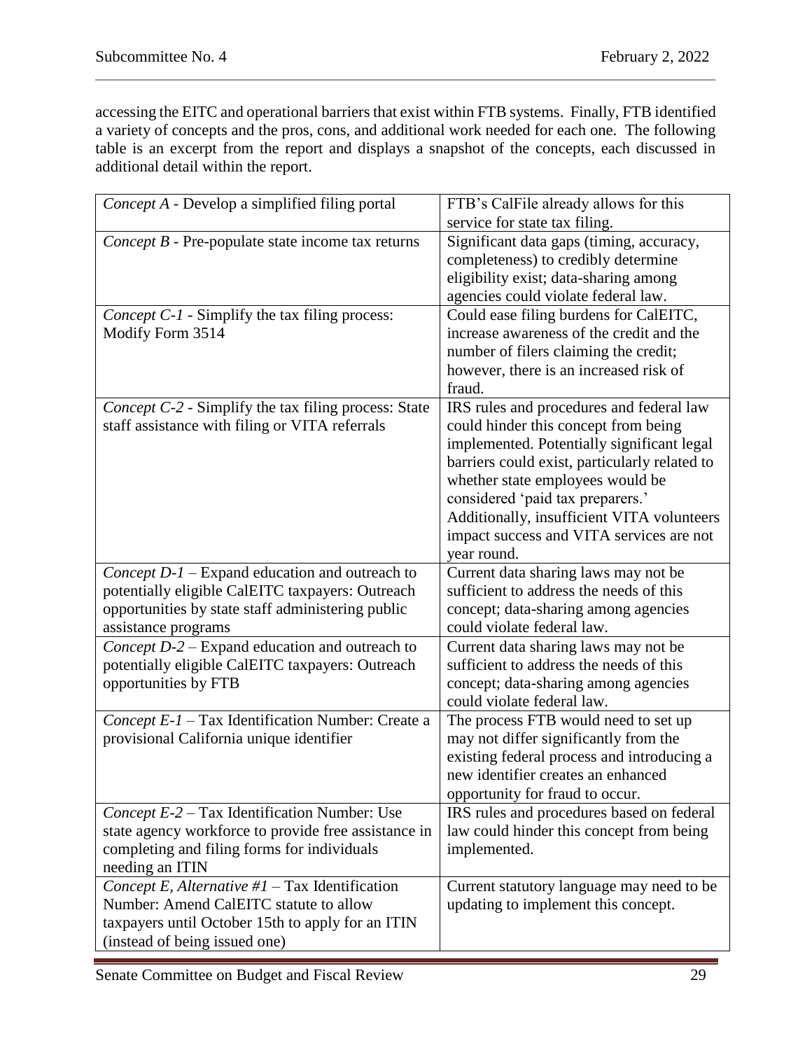accessing the EITC and operational barriers that exist within FTB systems. Finally, FTB identified a variety of concepts and the pros, cons, and additional work needed for each one. The following table is an excerpt from the report and displays a snapshot of the concepts, each discussed in additional detail within the report.

| | |
|---|---|
| *Concept A* - Develop a simplified filing portal | FTB's CalFile already allows for this service for state tax filing. |
| *Concept B* - Pre-populate state income tax returns | Significant data gaps (timing, accuracy, completeness) to credibly determine eligibility exist; data-sharing among agencies could violate federal law. |
| *Concept C-1* - Simplify the tax filing process: Modify Form 3514 | Could ease filing burdens for CalEITC, increase awareness of the credit and the number of filers claiming the credit; however, there is an increased risk of fraud. |
| *Concept C-2* - Simplify the tax filing process: State staff assistance with filing or VITA referrals | IRS rules and procedures and federal law could hinder this concept from being implemented. Potentially significant legal barriers could exist, particularly related to whether state employees would be considered 'paid tax preparers.' Additionally, insufficient VITA volunteers impact success and VITA services are not year round. |
| *Concept D-1* – Expand education and outreach to potentially eligible CalEITC taxpayers: Outreach opportunities by state staff administering public assistance programs | Current data sharing laws may not be sufficient to address the needs of this concept; data-sharing among agencies could violate federal law. |
| *Concept D-2* – Expand education and outreach to potentially eligible CalEITC taxpayers: Outreach opportunities by FTB | Current data sharing laws may not be sufficient to address the needs of this concept; data-sharing among agencies could violate federal law. |
| *Concept E-1* – Tax Identification Number: Create a provisional California unique identifier | The process FTB would need to set up may not differ significantly from the existing federal process and introducing a new identifier creates an enhanced opportunity for fraud to occur. |
| *Concept E-2* – Tax Identification Number: Use state agency workforce to provide free assistance in completing and filing forms for individuals needing an ITIN | IRS rules and procedures based on federal law could hinder this concept from being implemented. |
| *Concept E, Alternative #1* – Tax Identification Number: Amend CalEITC statute to allow taxpayers until October 15th to apply for an ITIN (instead of being issued one) | Current statutory language may need to be updating to implement this concept. |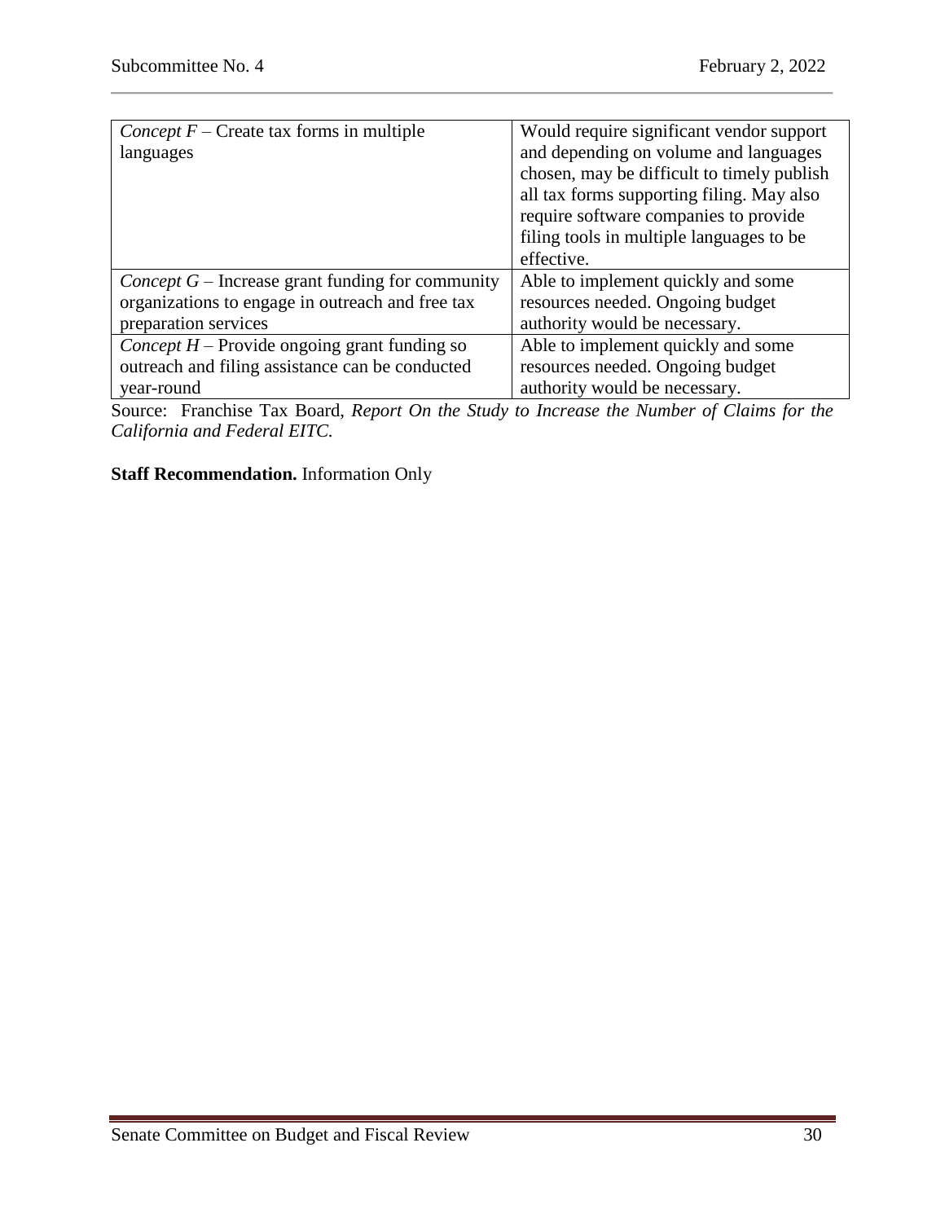| | |
|---|---|
| *Concept F* – Create tax forms in multiple languages | Would require significant vendor support and depending on volume and languages chosen, may be difficult to timely publish all tax forms supporting filing. May also require software companies to provide filing tools in multiple languages to be effective. |
| *Concept G* – Increase grant funding for community organizations to engage in outreach and free tax preparation services | Able to implement quickly and some resources needed. Ongoing budget authority would be necessary. |
| *Concept H* – Provide ongoing grant funding so outreach and filing assistance can be conducted year-round | Able to implement quickly and some resources needed. Ongoing budget authority would be necessary. |

Source: Franchise Tax Board, *Report On the Study to Increase the Number of Claims for the California and Federal EITC.*

**Staff Recommendation.** Information Only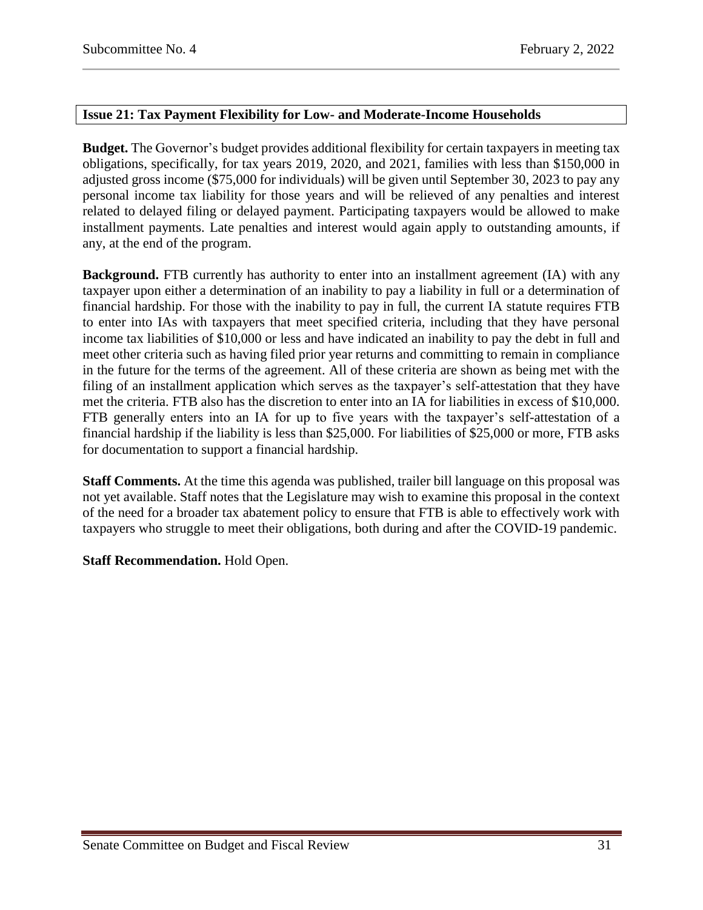## Issue 21: Tax Payment Flexibility for Low- and Moderate-Income Households

**Budget.** The Governor's budget provides additional flexibility for certain taxpayers in meeting tax obligations, specifically, for tax years 2019, 2020, and 2021, families with less than $150,000 in adjusted gross income ($75,000 for individuals) will be given until September 30, 2023 to pay any personal income tax liability for those years and will be relieved of any penalties and interest related to delayed filing or delayed payment. Participating taxpayers would be allowed to make installment payments. Late penalties and interest would again apply to outstanding amounts, if any, at the end of the program.

**Background.** FTB currently has authority to enter into an installment agreement (IA) with any taxpayer upon either a determination of an inability to pay a liability in full or a determination of financial hardship. For those with the inability to pay in full, the current IA statute requires FTB to enter into IAs with taxpayers that meet specified criteria, including that they have personal income tax liabilities of $10,000 or less and have indicated an inability to pay the debt in full and meet other criteria such as having filed prior year returns and committing to remain in compliance in the future for the terms of the agreement. All of these criteria are shown as being met with the filing of an installment application which serves as the taxpayer's self-attestation that they have met the criteria. FTB also has the discretion to enter into an IA for liabilities in excess of $10,000. FTB generally enters into an IA for up to five years with the taxpayer's self-attestation of a financial hardship if the liability is less than $25,000. For liabilities of $25,000 or more, FTB asks for documentation to support a financial hardship.

**Staff Comments.** At the time this agenda was published, trailer bill language on this proposal was not yet available. Staff notes that the Legislature may wish to examine this proposal in the context of the need for a broader tax abatement policy to ensure that FTB is able to effectively work with taxpayers who struggle to meet their obligations, both during and after the COVID-19 pandemic.

**Staff Recommendation.** Hold Open.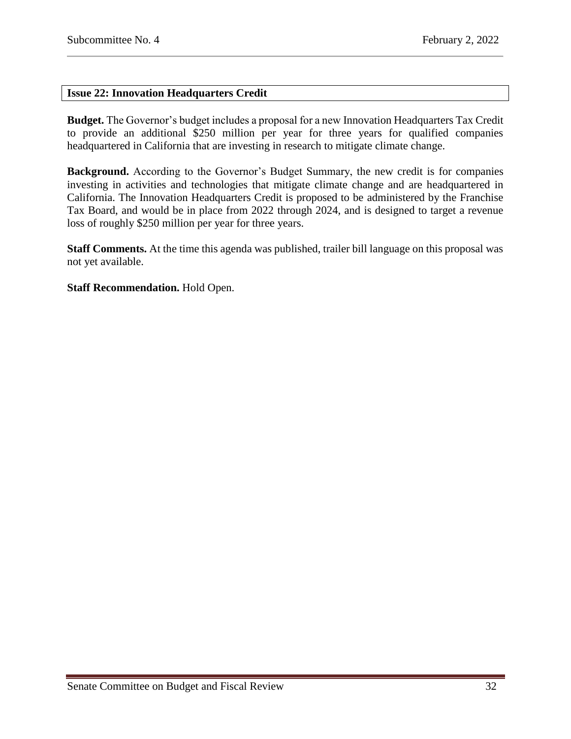### Issue 22: Innovation Headquarters Credit

**Budget.** The Governor's budget includes a proposal for a new Innovation Headquarters Tax Credit to provide an additional \$250 million per year for three years for qualified companies headquartered in California that are investing in research to mitigate climate change.

**Background.** According to the Governor's Budget Summary, the new credit is for companies investing in activities and technologies that mitigate climate change and are headquartered in California. The Innovation Headquarters Credit is proposed to be administered by the Franchise Tax Board, and would be in place from 2022 through 2024, and is designed to target a revenue loss of roughly \$250 million per year for three years.

**Staff Comments.** At the time this agenda was published, trailer bill language on this proposal was not yet available.

**Staff Recommendation.** Hold Open.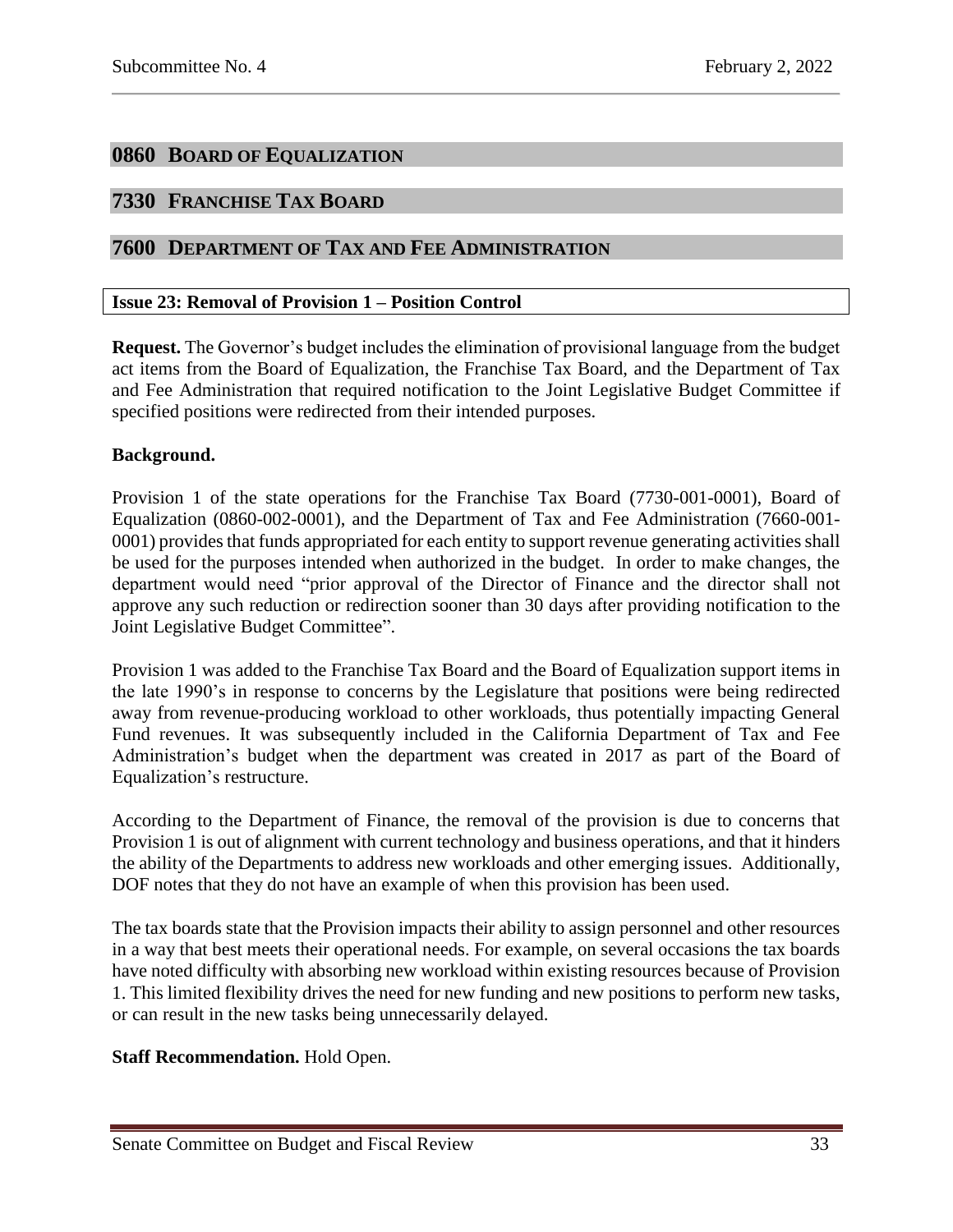## 0860 BOARD OF EQUALIZATION

## 7330 FRANCHISE TAX BOARD

## 7600 DEPARTMENT OF TAX AND FEE ADMINISTRATION

### Issue 23: Removal of Provision 1 – Position Control

**Request.** The Governor's budget includes the elimination of provisional language from the budget act items from the Board of Equalization, the Franchise Tax Board, and the Department of Tax and Fee Administration that required notification to the Joint Legislative Budget Committee if specified positions were redirected from their intended purposes.

**Background.**

Provision 1 of the state operations for the Franchise Tax Board (7730-001-0001), Board of Equalization (0860-002-0001), and the Department of Tax and Fee Administration (7660-001-0001) provides that funds appropriated for each entity to support revenue generating activities shall be used for the purposes intended when authorized in the budget. In order to make changes, the department would need "prior approval of the Director of Finance and the director shall not approve any such reduction or redirection sooner than 30 days after providing notification to the Joint Legislative Budget Committee".

Provision 1 was added to the Franchise Tax Board and the Board of Equalization support items in the late 1990's in response to concerns by the Legislature that positions were being redirected away from revenue-producing workload to other workloads, thus potentially impacting General Fund revenues. It was subsequently included in the California Department of Tax and Fee Administration's budget when the department was created in 2017 as part of the Board of Equalization's restructure.

According to the Department of Finance, the removal of the provision is due to concerns that Provision 1 is out of alignment with current technology and business operations, and that it hinders the ability of the Departments to address new workloads and other emerging issues. Additionally, DOF notes that they do not have an example of when this provision has been used.

The tax boards state that the Provision impacts their ability to assign personnel and other resources in a way that best meets their operational needs. For example, on several occasions the tax boards have noted difficulty with absorbing new workload within existing resources because of Provision 1. This limited flexibility drives the need for new funding and new positions to perform new tasks, or can result in the new tasks being unnecessarily delayed.

**Staff Recommendation.** Hold Open.